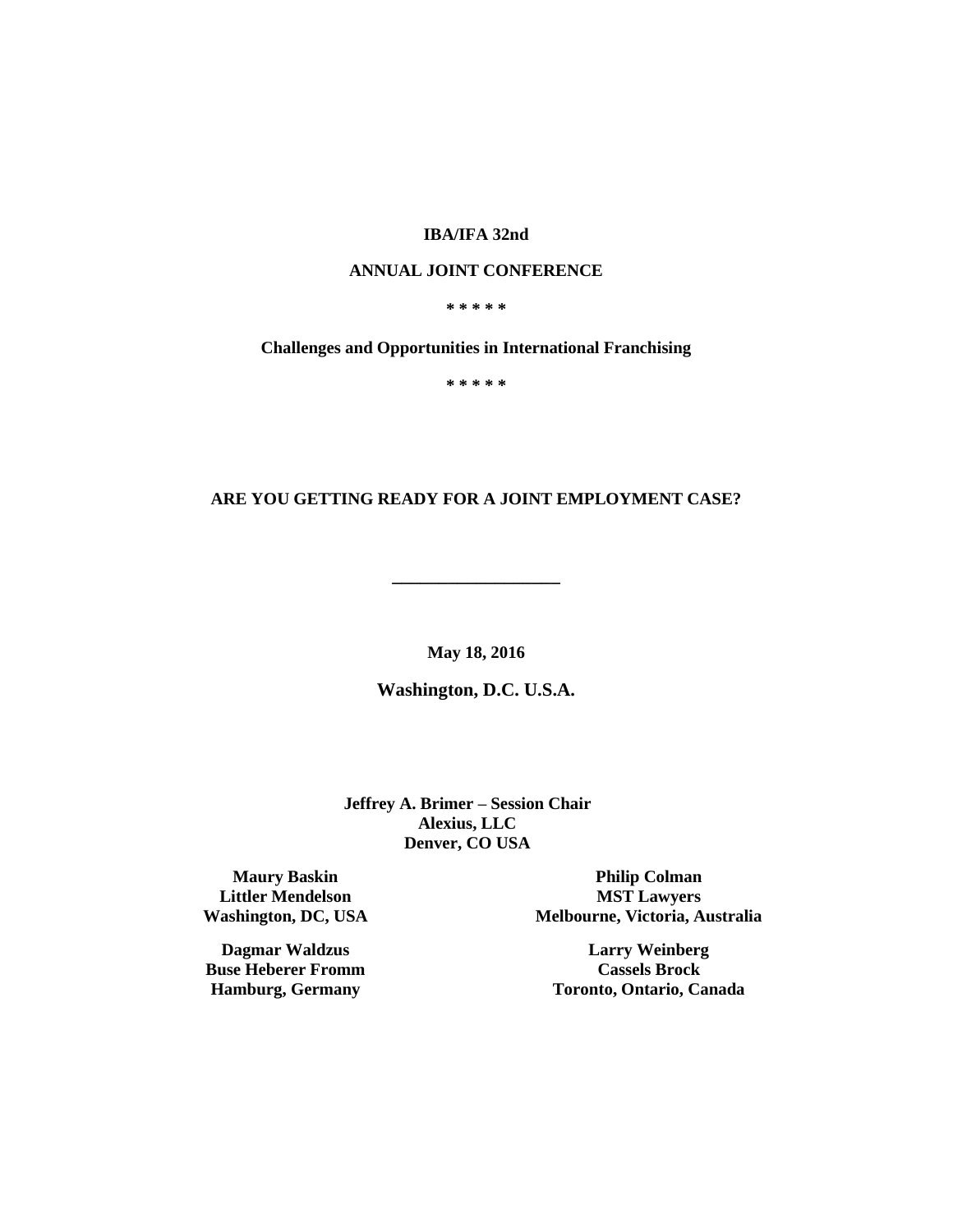**IBA/IFA 32nd**

**ANNUAL JOINT CONFERENCE**

**\* \* \* \* \***

**Challenges and Opportunities in International Franchising**

**\* \* \* \* \***

# ARE YOU GETTING READY FOR A JOINT EMPLOYMENT CASE?

---

**May 18, 2016**

**Washington, D.C. U.S.A.**

**Jeffrey A. Brimer – Session Chair**
**Alexius, LLC**
**Denver, CO USA**

**Maury Baskin**
**Littler Mendelson**
**Washington, DC, USA**

**Philip Colman**
**MST Lawyers**
**Melbourne, Victoria, Australia**

**Dagmar Waldzus**
**Buse Heberer Fromm**
**Hamburg, Germany**

**Larry Weinberg**
**Cassels Brock**
**Toronto, Ontario, Canada**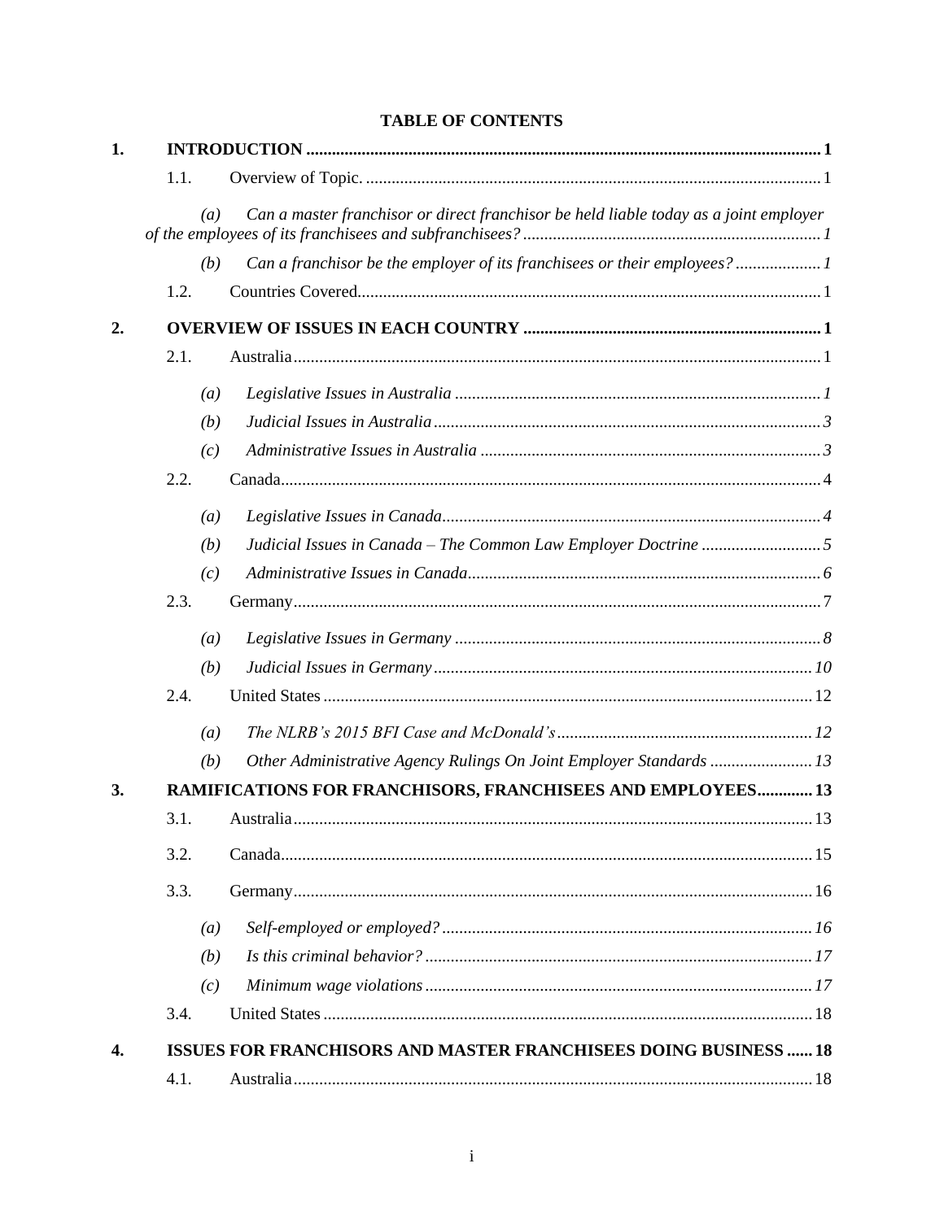**TABLE OF CONTENTS**

**1. INTRODUCTION** ..... 1

- 1.1. Overview of Topic. ..... 1
  - *(a) Can a master franchisor or direct franchisor be held liable today as a joint employer of the employees of its franchisees and subfranchisees?* ..... *1*
  - *(b) Can a franchisor be the employer of its franchisees or their employees?* ..... *1*
- 1.2. Countries Covered. ..... 1

**2. OVERVIEW OF ISSUES IN EACH COUNTRY** ..... 1

- 2.1. Australia ..... 1
  - *(a) Legislative Issues in Australia* ..... *1*
  - *(b) Judicial Issues in Australia* ..... *3*
  - *(c) Administrative Issues in Australia* ..... *3*
- 2.2. Canada ..... 4
  - *(a) Legislative Issues in Canada* ..... *4*
  - *(b) Judicial Issues in Canada – The Common Law Employer Doctrine* ..... *5*
  - *(c) Administrative Issues in Canada* ..... *6*
- 2.3. Germany ..... 7
  - *(a) Legislative Issues in Germany* ..... *8*
  - *(b) Judicial Issues in Germany* ..... *10*
- 2.4. United States ..... 12
  - *(a) The NLRB's 2015 BFI Case and McDonald's* ..... *12*
  - *(b) Other Administrative Agency Rulings On Joint Employer Standards* ..... *13*

**3. RAMIFICATIONS FOR FRANCHISORS, FRANCHISEES AND EMPLOYEES** ..... **13**

- 3.1. Australia ..... 13
- 3.2. Canada ..... 15
- 3.3. Germany ..... 16
  - *(a) Self-employed or employed?* ..... *16*
  - *(b) Is this criminal behavior?* ..... *17*
  - *(c) Minimum wage violations* ..... *17*
- 3.4. United States ..... 18

**4. ISSUES FOR FRANCHISORS AND MASTER FRANCHISEES DOING BUSINESS** ..... **18**

- 4.1. Australia ..... 18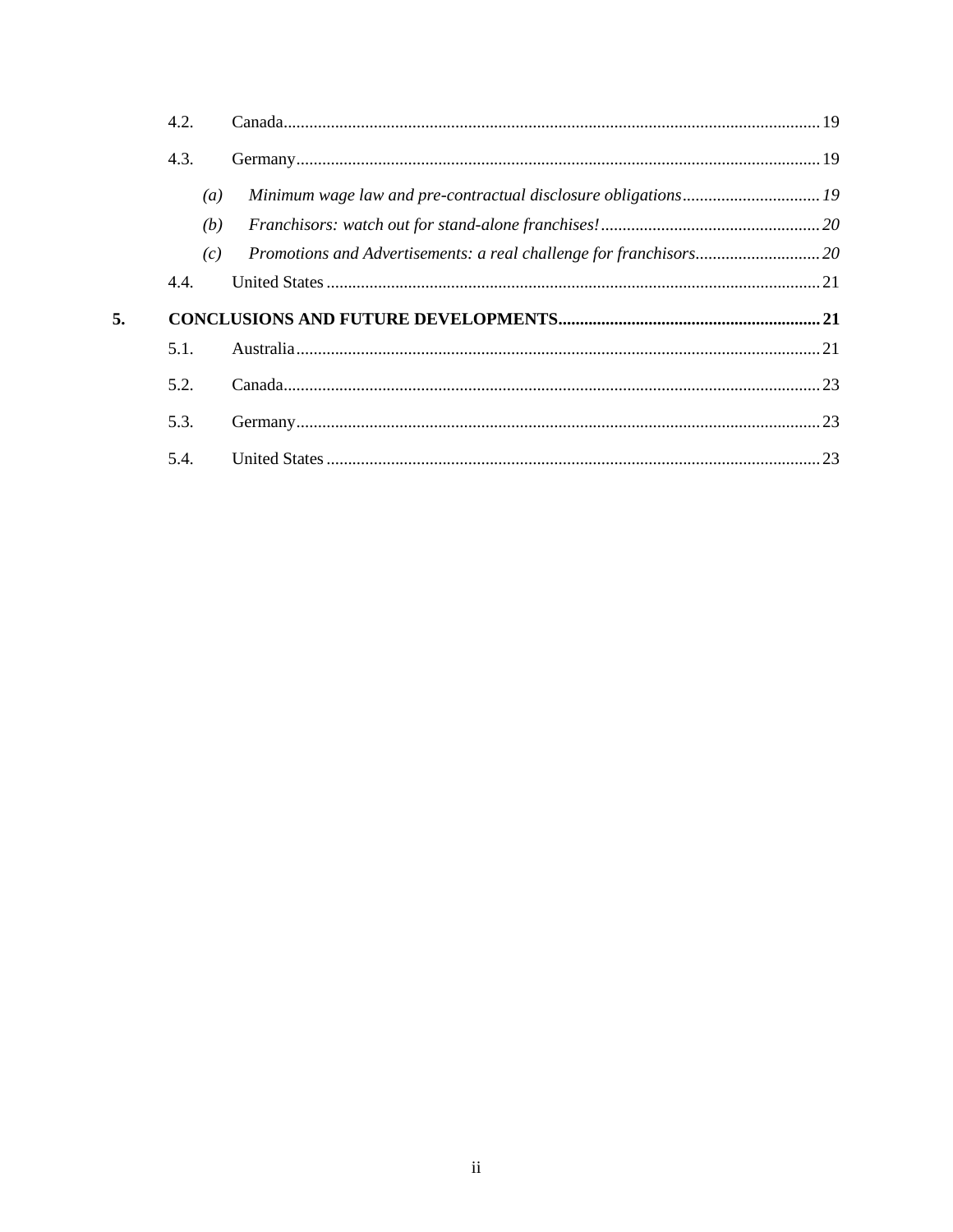4.2. Canada ... 19

4.3. Germany ... 19

*(a) Minimum wage law and pre-contractual disclosure obligations ... 19*

*(b) Franchisors: watch out for stand-alone franchises! ... 20*

*(c) Promotions and Advertisements: a real challenge for franchisors ... 20*

4.4. United States ... 21

**5. CONCLUSIONS AND FUTURE DEVELOPMENTS ... 21**

5.1. Australia ... 21

5.2. Canada ... 23

5.3. Germany ... 23

5.4. United States ... 23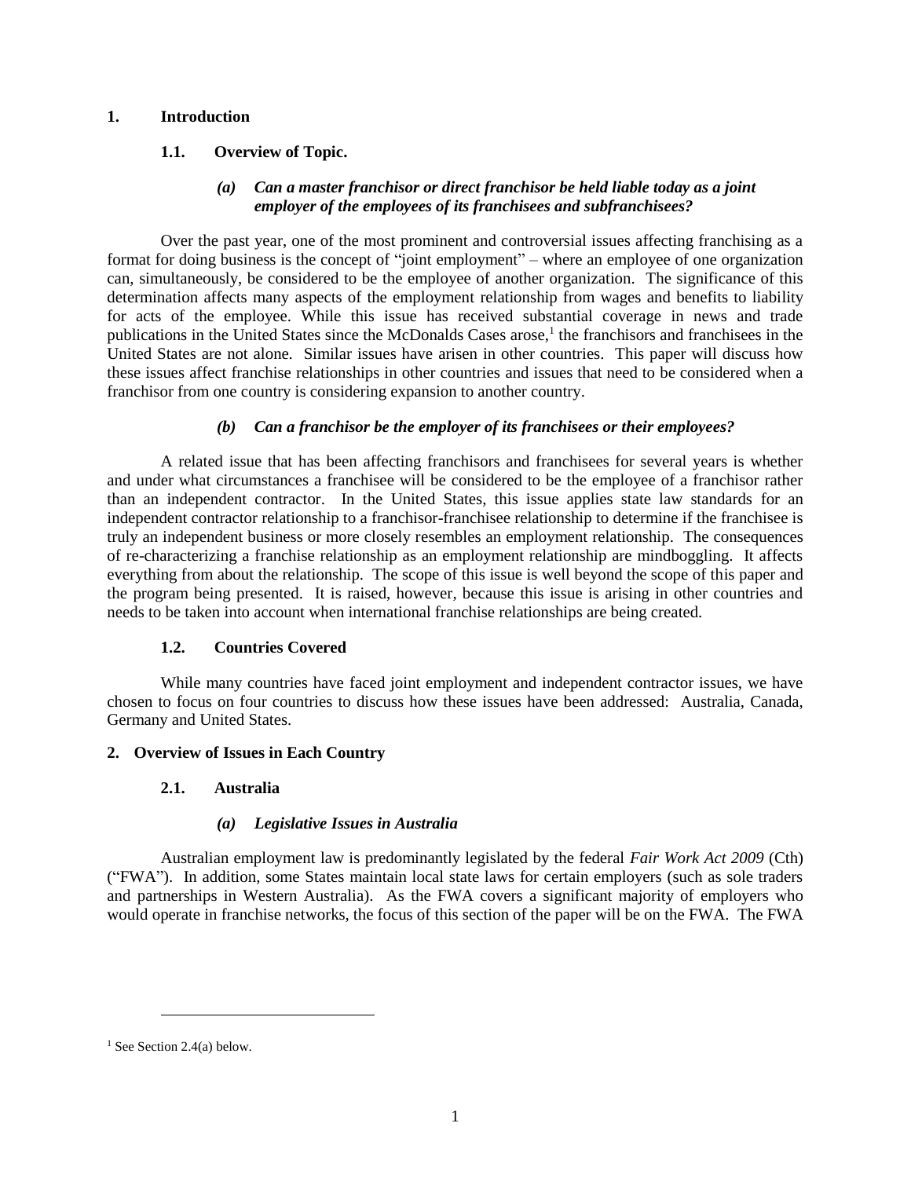# 1. Introduction

## 1.1. Overview of Topic.

### *(a) Can a master franchisor or direct franchisor be held liable today as a joint employer of the employees of its franchisees and subfranchisees?*

Over the past year, one of the most prominent and controversial issues affecting franchising as a format for doing business is the concept of "joint employment" – where an employee of one organization can, simultaneously, be considered to be the employee of another organization. The significance of this determination affects many aspects of the employment relationship from wages and benefits to liability for acts of the employee. While this issue has received substantial coverage in news and trade publications in the United States since the McDonalds Cases arose,[1] the franchisors and franchisees in the United States are not alone. Similar issues have arisen in other countries. This paper will discuss how these issues affect franchise relationships in other countries and issues that need to be considered when a franchisor from one country is considering expansion to another country.

### *(b) Can a franchisor be the employer of its franchisees or their employees?*

A related issue that has been affecting franchisors and franchisees for several years is whether and under what circumstances a franchisee will be considered to be the employee of a franchisor rather than an independent contractor. In the United States, this issue applies state law standards for an independent contractor relationship to a franchisor-franchisee relationship to determine if the franchisee is truly an independent business or more closely resembles an employment relationship. The consequences of re-characterizing a franchise relationship as an employment relationship are mindboggling. It affects everything from about the relationship. The scope of this issue is well beyond the scope of this paper and the program being presented. It is raised, however, because this issue is arising in other countries and needs to be taken into account when international franchise relationships are being created.

## 1.2. Countries Covered

While many countries have faced joint employment and independent contractor issues, we have chosen to focus on four countries to discuss how these issues have been addressed: Australia, Canada, Germany and United States.

# 2. Overview of Issues in Each Country

## 2.1. Australia

### *(a) Legislative Issues in Australia*

Australian employment law is predominantly legislated by the federal *Fair Work Act 2009* (Cth) ("FWA"). In addition, some States maintain local state laws for certain employers (such as sole traders and partnerships in Western Australia). As the FWA covers a significant majority of employers who would operate in franchise networks, the focus of this section of the paper will be on the FWA. The FWA

---

[1] See Section 2.4(a) below.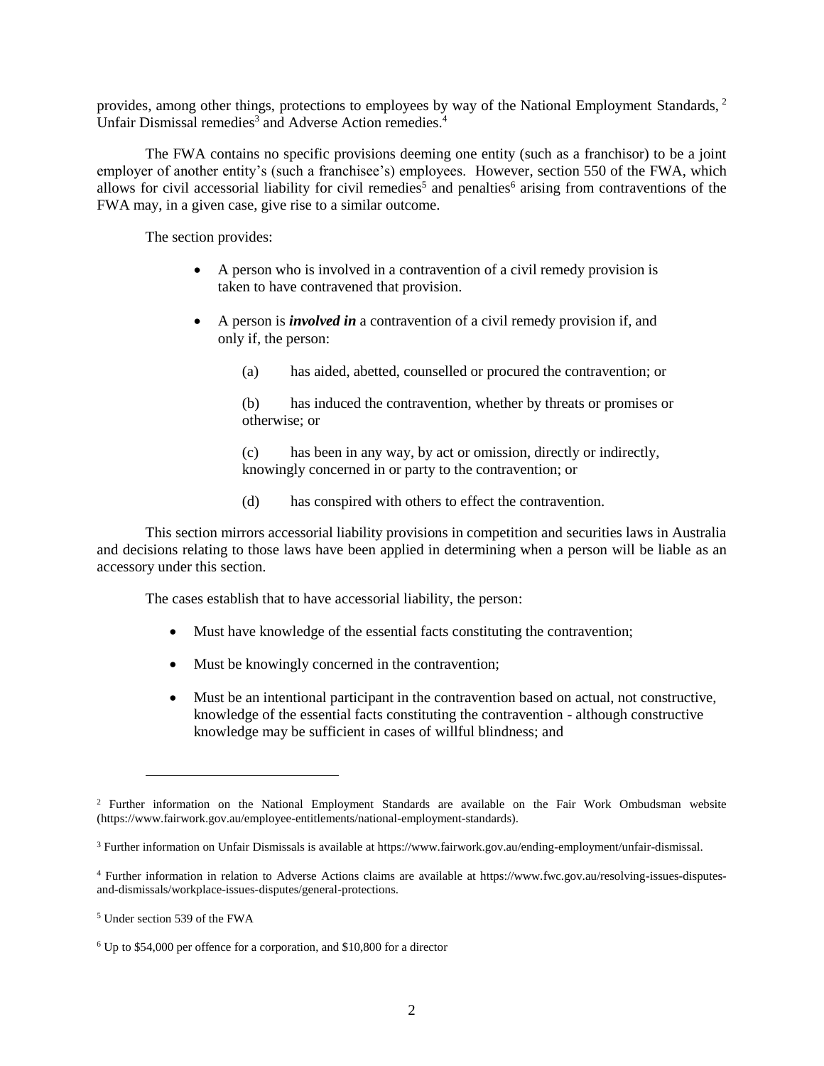provides, among other things, protections to employees by way of the National Employment Standards, [2] Unfair Dismissal remedies[3] and Adverse Action remedies.[4]

The FWA contains no specific provisions deeming one entity (such as a franchisor) to be a joint employer of another entity's (such a franchisee's) employees. However, section 550 of the FWA, which allows for civil accessorial liability for civil remedies[5] and penalties[6] arising from contraventions of the FWA may, in a given case, give rise to a similar outcome.

The section provides:

- A person who is involved in a contravention of a civil remedy provision is taken to have contravened that provision.
- A person is ***involved in*** a contravention of a civil remedy provision if, and only if, the person:

  (a) has aided, abetted, counselled or procured the contravention; or

  (b) has induced the contravention, whether by threats or promises or otherwise; or

  (c) has been in any way, by act or omission, directly or indirectly, knowingly concerned in or party to the contravention; or

  (d) has conspired with others to effect the contravention.

This section mirrors accessorial liability provisions in competition and securities laws in Australia and decisions relating to those laws have been applied in determining when a person will be liable as an accessory under this section.

The cases establish that to have accessorial liability, the person:

- Must have knowledge of the essential facts constituting the contravention;
- Must be knowingly concerned in the contravention;
- Must be an intentional participant in the contravention based on actual, not constructive, knowledge of the essential facts constituting the contravention - although constructive knowledge may be sufficient in cases of willful blindness; and

---

[2] Further information on the National Employment Standards are available on the Fair Work Ombudsman website (https://www.fairwork.gov.au/employee-entitlements/national-employment-standards).

[3] Further information on Unfair Dismissals is available at https://www.fairwork.gov.au/ending-employment/unfair-dismissal.

[4] Further information in relation to Adverse Actions claims are available at https://www.fwc.gov.au/resolving-issues-disputes-and-dismissals/workplace-issues-disputes/general-protections.

[5] Under section 539 of the FWA

[6] Up to $54,000 per offence for a corporation, and $10,800 for a director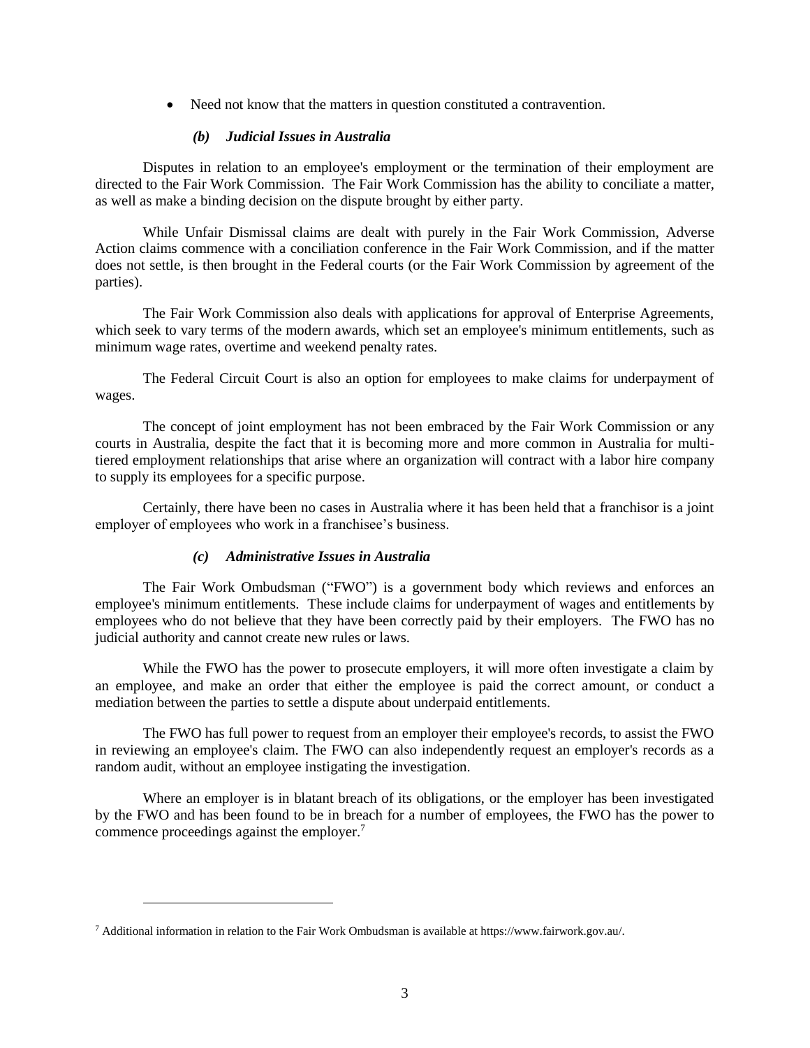- Need not know that the matters in question constituted a contravention.

### *(b) Judicial Issues in Australia*

Disputes in relation to an employee's employment or the termination of their employment are directed to the Fair Work Commission. The Fair Work Commission has the ability to conciliate a matter, as well as make a binding decision on the dispute brought by either party.

While Unfair Dismissal claims are dealt with purely in the Fair Work Commission, Adverse Action claims commence with a conciliation conference in the Fair Work Commission, and if the matter does not settle, is then brought in the Federal courts (or the Fair Work Commission by agreement of the parties).

The Fair Work Commission also deals with applications for approval of Enterprise Agreements, which seek to vary terms of the modern awards, which set an employee's minimum entitlements, such as minimum wage rates, overtime and weekend penalty rates.

The Federal Circuit Court is also an option for employees to make claims for underpayment of wages.

The concept of joint employment has not been embraced by the Fair Work Commission or any courts in Australia, despite the fact that it is becoming more and more common in Australia for multi-tiered employment relationships that arise where an organization will contract with a labor hire company to supply its employees for a specific purpose.

Certainly, there have been no cases in Australia where it has been held that a franchisor is a joint employer of employees who work in a franchisee's business.

### *(c) Administrative Issues in Australia*

The Fair Work Ombudsman ("FWO") is a government body which reviews and enforces an employee's minimum entitlements. These include claims for underpayment of wages and entitlements by employees who do not believe that they have been correctly paid by their employers. The FWO has no judicial authority and cannot create new rules or laws.

While the FWO has the power to prosecute employers, it will more often investigate a claim by an employee, and make an order that either the employee is paid the correct amount, or conduct a mediation between the parties to settle a dispute about underpaid entitlements.

The FWO has full power to request from an employer their employee's records, to assist the FWO in reviewing an employee's claim. The FWO can also independently request an employer's records as a random audit, without an employee instigating the investigation.

Where an employer is in blatant breach of its obligations, or the employer has been investigated by the FWO and has been found to be in breach for a number of employees, the FWO has the power to commence proceedings against the employer.[7]

---

[7] Additional information in relation to the Fair Work Ombudsman is available at https://www.fairwork.gov.au/.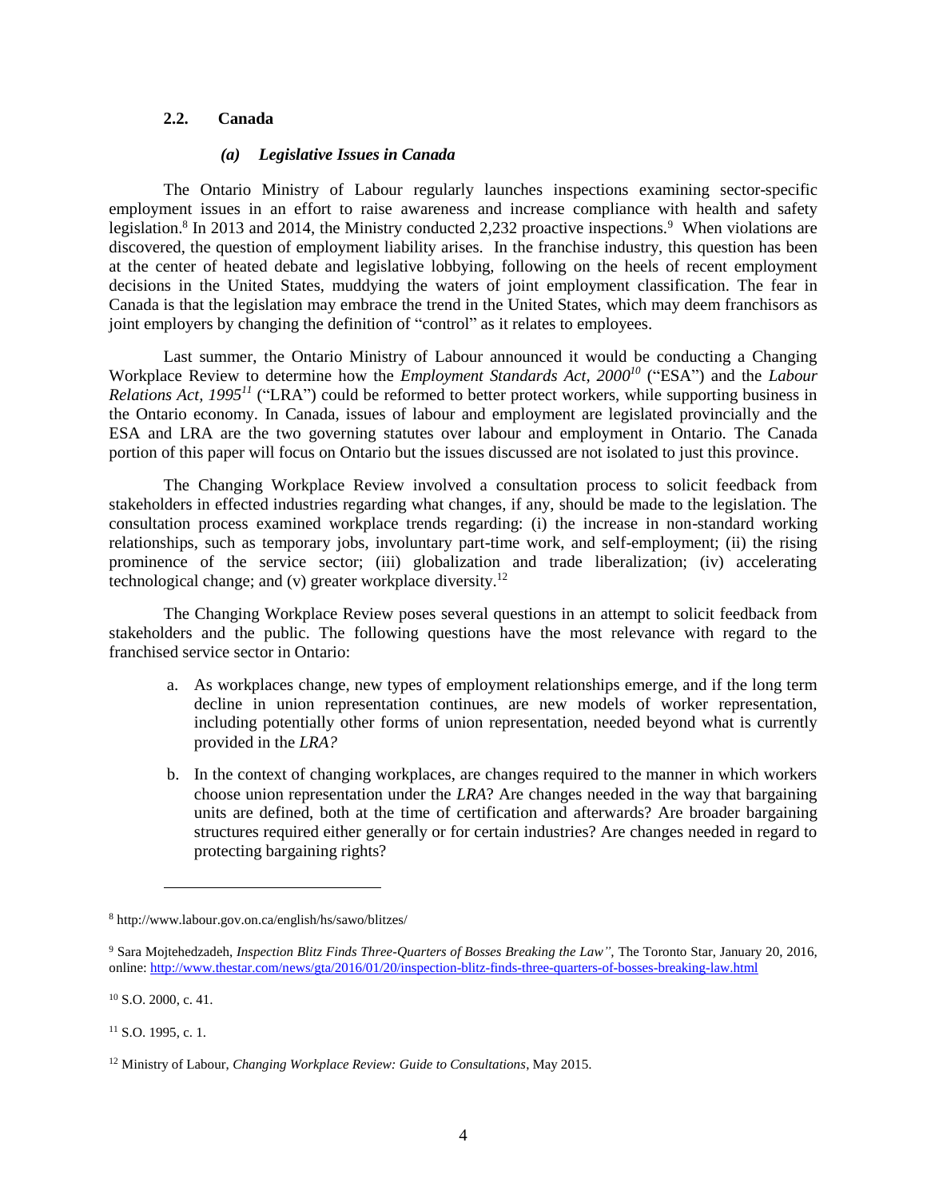### 2.2. Canada

#### *(a) Legislative Issues in Canada*

The Ontario Ministry of Labour regularly launches inspections examining sector-specific employment issues in an effort to raise awareness and increase compliance with health and safety legislation.[8] In 2013 and 2014, the Ministry conducted 2,232 proactive inspections.[9] When violations are discovered, the question of employment liability arises. In the franchise industry, this question has been at the center of heated debate and legislative lobbying, following on the heels of recent employment decisions in the United States, muddying the waters of joint employment classification. The fear in Canada is that the legislation may embrace the trend in the United States, which may deem franchisors as joint employers by changing the definition of "control" as it relates to employees.

Last summer, the Ontario Ministry of Labour announced it would be conducting a Changing Workplace Review to determine how the *Employment Standards Act, 2000*[10] ("ESA") and the *Labour Relations Act, 1995*[11] ("LRA") could be reformed to better protect workers, while supporting business in the Ontario economy. In Canada, issues of labour and employment are legislated provincially and the ESA and LRA are the two governing statutes over labour and employment in Ontario. The Canada portion of this paper will focus on Ontario but the issues discussed are not isolated to just this province.

The Changing Workplace Review involved a consultation process to solicit feedback from stakeholders in effected industries regarding what changes, if any, should be made to the legislation. The consultation process examined workplace trends regarding: (i) the increase in non-standard working relationships, such as temporary jobs, involuntary part-time work, and self-employment; (ii) the rising prominence of the service sector; (iii) globalization and trade liberalization; (iv) accelerating technological change; and (v) greater workplace diversity.[12]

The Changing Workplace Review poses several questions in an attempt to solicit feedback from stakeholders and the public. The following questions have the most relevance with regard to the franchised service sector in Ontario:

a. As workplaces change, new types of employment relationships emerge, and if the long term decline in union representation continues, are new models of worker representation, including potentially other forms of union representation, needed beyond what is currently provided in the *LRA?*

b. In the context of changing workplaces, are changes required to the manner in which workers choose union representation under the *LRA*? Are changes needed in the way that bargaining units are defined, both at the time of certification and afterwards? Are broader bargaining structures required either generally or for certain industries? Are changes needed in regard to protecting bargaining rights?

---

[8] http://www.labour.gov.on.ca/english/hs/sawo/blitzes/

[9] Sara Mojtehedzadeh, *Inspection Blitz Finds Three-Quarters of Bosses Breaking the Law",* The Toronto Star, January 20, 2016, online: http://www.thestar.com/news/gta/2016/01/20/inspection-blitz-finds-three-quarters-of-bosses-breaking-law.html

[10] S.O. 2000, c. 41.

[11] S.O. 1995, c. 1.

[12] Ministry of Labour, *Changing Workplace Review: Guide to Consultations*, May 2015.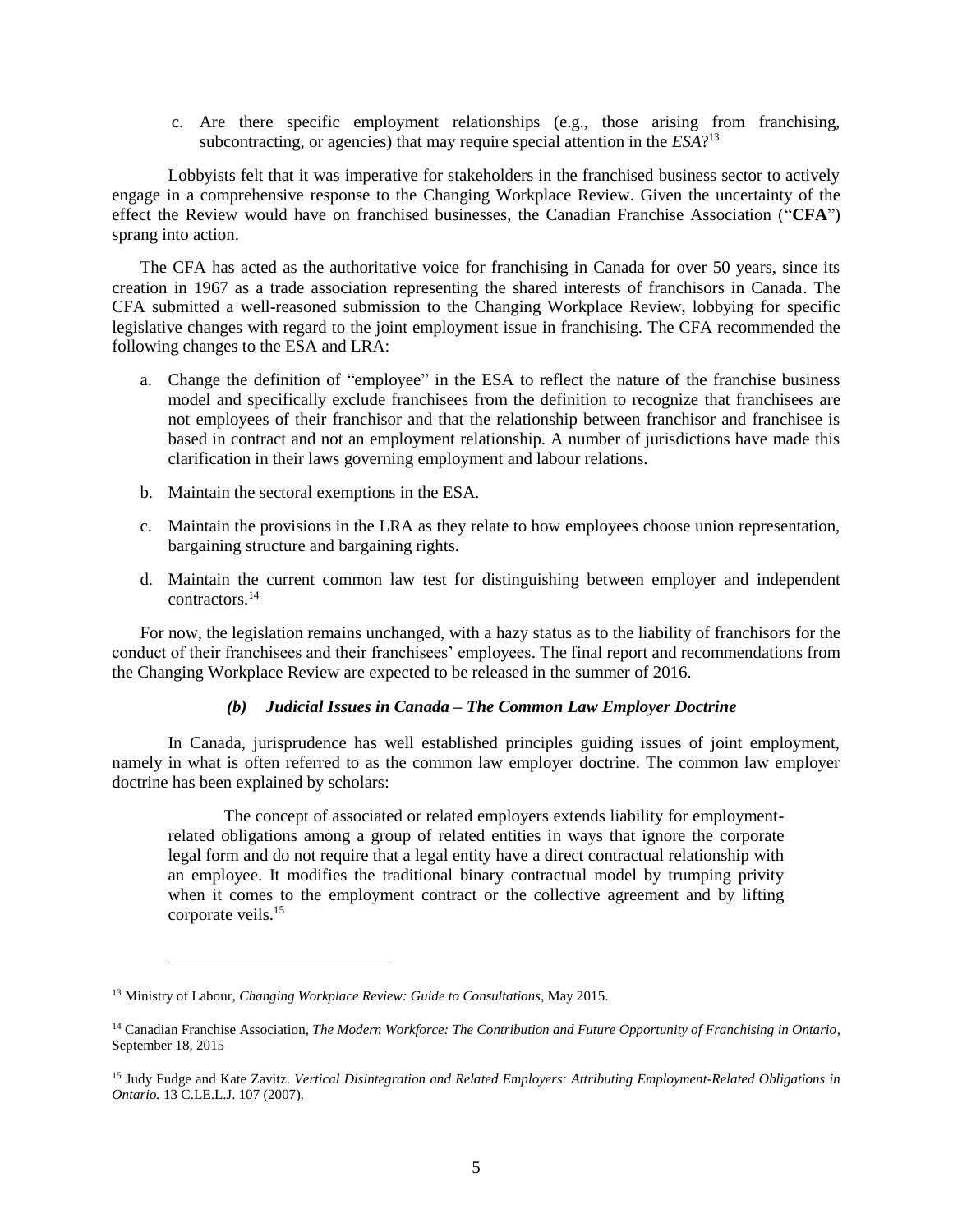c. Are there specific employment relationships (e.g., those arising from franchising, subcontracting, or agencies) that may require special attention in the *ESA*?[13]

Lobbyists felt that it was imperative for stakeholders in the franchised business sector to actively engage in a comprehensive response to the Changing Workplace Review. Given the uncertainty of the effect the Review would have on franchised businesses, the Canadian Franchise Association ("**CFA**") sprang into action.

The CFA has acted as the authoritative voice for franchising in Canada for over 50 years, since its creation in 1967 as a trade association representing the shared interests of franchisors in Canada. The CFA submitted a well-reasoned submission to the Changing Workplace Review, lobbying for specific legislative changes with regard to the joint employment issue in franchising. The CFA recommended the following changes to the ESA and LRA:

a. Change the definition of "employee" in the ESA to reflect the nature of the franchise business model and specifically exclude franchisees from the definition to recognize that franchisees are not employees of their franchisor and that the relationship between franchisor and franchisee is based in contract and not an employment relationship. A number of jurisdictions have made this clarification in their laws governing employment and labour relations.

b. Maintain the sectoral exemptions in the ESA.

c. Maintain the provisions in the LRA as they relate to how employees choose union representation, bargaining structure and bargaining rights.

d. Maintain the current common law test for distinguishing between employer and independent contractors.[14]

For now, the legislation remains unchanged, with a hazy status as to the liability of franchisors for the conduct of their franchisees and their franchisees' employees. The final report and recommendations from the Changing Workplace Review are expected to be released in the summer of 2016.

#### *(b) Judicial Issues in Canada – The Common Law Employer Doctrine*

In Canada, jurisprudence has well established principles guiding issues of joint employment, namely in what is often referred to as the common law employer doctrine. The common law employer doctrine has been explained by scholars:

> The concept of associated or related employers extends liability for employment-related obligations among a group of related entities in ways that ignore the corporate legal form and do not require that a legal entity have a direct contractual relationship with an employee. It modifies the traditional binary contractual model by trumping privity when it comes to the employment contract or the collective agreement and by lifting corporate veils.[15]

---

[13] Ministry of Labour, *Changing Workplace Review: Guide to Consultations*, May 2015.

[14] Canadian Franchise Association, *The Modern Workforce: The Contribution and Future Opportunity of Franchising in Ontario*, September 18, 2015

[15] Judy Fudge and Kate Zavitz. *Vertical Disintegration and Related Employers: Attributing Employment-Related Obligations in Ontario.* 13 C.LE.L.J. 107 (2007).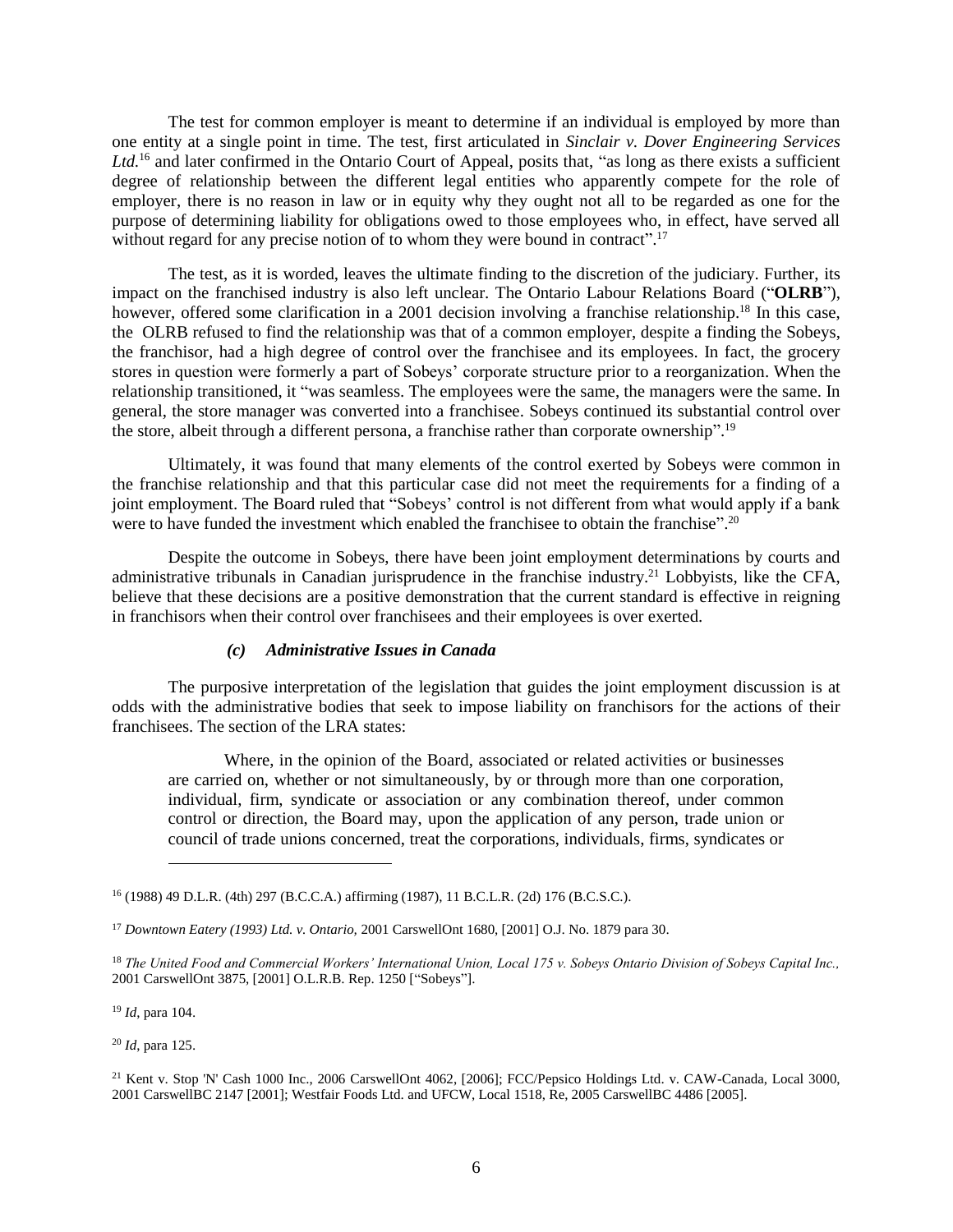The test for common employer is meant to determine if an individual is employed by more than one entity at a single point in time. The test, first articulated in *Sinclair v. Dover Engineering Services Ltd.*[16] and later confirmed in the Ontario Court of Appeal, posits that, "as long as there exists a sufficient degree of relationship between the different legal entities who apparently compete for the role of employer, there is no reason in law or in equity why they ought not all to be regarded as one for the purpose of determining liability for obligations owed to those employees who, in effect, have served all without regard for any precise notion of to whom they were bound in contract".[17]

The test, as it is worded, leaves the ultimate finding to the discretion of the judiciary. Further, its impact on the franchised industry is also left unclear. The Ontario Labour Relations Board ("**OLRB**"), however, offered some clarification in a 2001 decision involving a franchise relationship.[18] In this case, the OLRB refused to find the relationship was that of a common employer, despite a finding the Sobeys, the franchisor, had a high degree of control over the franchisee and its employees. In fact, the grocery stores in question were formerly a part of Sobeys' corporate structure prior to a reorganization. When the relationship transitioned, it "was seamless. The employees were the same, the managers were the same. In general, the store manager was converted into a franchisee. Sobeys continued its substantial control over the store, albeit through a different persona, a franchise rather than corporate ownership".[19]

Ultimately, it was found that many elements of the control exerted by Sobeys were common in the franchise relationship and that this particular case did not meet the requirements for a finding of a joint employment. The Board ruled that "Sobeys' control is not different from what would apply if a bank were to have funded the investment which enabled the franchisee to obtain the franchise".[20]

Despite the outcome in Sobeys, there have been joint employment determinations by courts and administrative tribunals in Canadian jurisprudence in the franchise industry.[21] Lobbyists, like the CFA, believe that these decisions are a positive demonstration that the current standard is effective in reigning in franchisors when their control over franchisees and their employees is over exerted.

#### *(c) Administrative Issues in Canada*

The purposive interpretation of the legislation that guides the joint employment discussion is at odds with the administrative bodies that seek to impose liability on franchisors for the actions of their franchisees. The section of the LRA states:

> Where, in the opinion of the Board, associated or related activities or businesses are carried on, whether or not simultaneously, by or through more than one corporation, individual, firm, syndicate or association or any combination thereof, under common control or direction, the Board may, upon the application of any person, trade union or council of trade unions concerned, treat the corporations, individuals, firms, syndicates or

---

[16] (1988) 49 D.L.R. (4th) 297 (B.C.C.A.) affirming (1987), 11 B.C.L.R. (2d) 176 (B.C.S.C.).

[17] *Downtown Eatery (1993) Ltd. v. Ontario,* 2001 CarswellOnt 1680, [2001] O.J. No. 1879 para 30.

[18] *The United Food and Commercial Workers' International Union, Local 175 v. Sobeys Ontario Division of Sobeys Capital Inc.,* 2001 CarswellOnt 3875, [2001] O.L.R.B. Rep. 1250 ["Sobeys"].

[19] *Id,* para 104.

[20] *Id,* para 125.

[21] Kent v. Stop 'N' Cash 1000 Inc., 2006 CarswellOnt 4062, [2006]; FCC/Pepsico Holdings Ltd. v. CAW-Canada, Local 3000, 2001 CarswellBC 2147 [2001]; Westfair Foods Ltd. and UFCW, Local 1518, Re, 2005 CarswellBC 4486 [2005].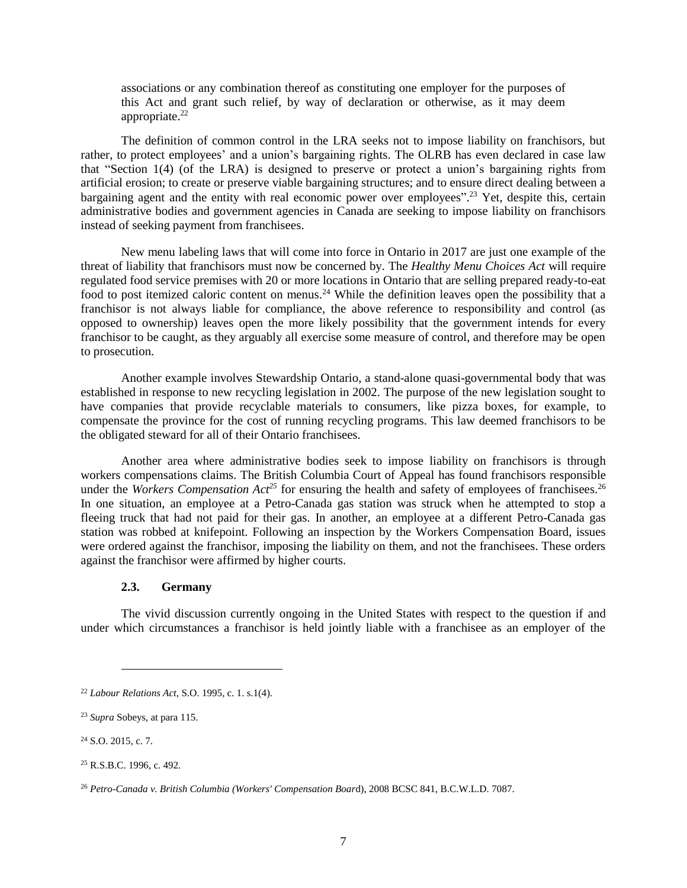> associations or any combination thereof as constituting one employer for the purposes of this Act and grant such relief, by way of declaration or otherwise, as it may deem appropriate.[22]

The definition of common control in the LRA seeks not to impose liability on franchisors, but rather, to protect employees' and a union's bargaining rights. The OLRB has even declared in case law that "Section 1(4) (of the LRA) is designed to preserve or protect a union's bargaining rights from artificial erosion; to create or preserve viable bargaining structures; and to ensure direct dealing between a bargaining agent and the entity with real economic power over employees".[23] Yet, despite this, certain administrative bodies and government agencies in Canada are seeking to impose liability on franchisors instead of seeking payment from franchisees.

New menu labeling laws that will come into force in Ontario in 2017 are just one example of the threat of liability that franchisors must now be concerned by. The *Healthy Menu Choices Act* will require regulated food service premises with 20 or more locations in Ontario that are selling prepared ready-to-eat food to post itemized caloric content on menus.[24] While the definition leaves open the possibility that a franchisor is not always liable for compliance, the above reference to responsibility and control (as opposed to ownership) leaves open the more likely possibility that the government intends for every franchisor to be caught, as they arguably all exercise some measure of control, and therefore may be open to prosecution.

Another example involves Stewardship Ontario, a stand-alone quasi-governmental body that was established in response to new recycling legislation in 2002. The purpose of the new legislation sought to have companies that provide recyclable materials to consumers, like pizza boxes, for example, to compensate the province for the cost of running recycling programs. This law deemed franchisors to be the obligated steward for all of their Ontario franchisees.

Another area where administrative bodies seek to impose liability on franchisors is through workers compensations claims. The British Columbia Court of Appeal has found franchisors responsible under the *Workers Compensation Act*[25] for ensuring the health and safety of employees of franchisees.[26] In one situation, an employee at a Petro-Canada gas station was struck when he attempted to stop a fleeing truck that had not paid for their gas. In another, an employee at a different Petro-Canada gas station was robbed at knifepoint. Following an inspection by the Workers Compensation Board, issues were ordered against the franchisor, imposing the liability on them, and not the franchisees. These orders against the franchisor were affirmed by higher courts.

### 2.3. Germany

The vivid discussion currently ongoing in the United States with respect to the question if and under which circumstances a franchisor is held jointly liable with a franchisee as an employer of the

---

[22] *Labour Relations Act*, S.O. 1995, c. 1. s.1(4).

[23] *Supra* Sobeys, at para 115.

[24] S.O. 2015, c. 7.

[25] R.S.B.C. 1996, c. 492.

[26] *Petro-Canada v. British Columbia (Workers' Compensation Board*), 2008 BCSC 841, B.C.W.L.D. 7087.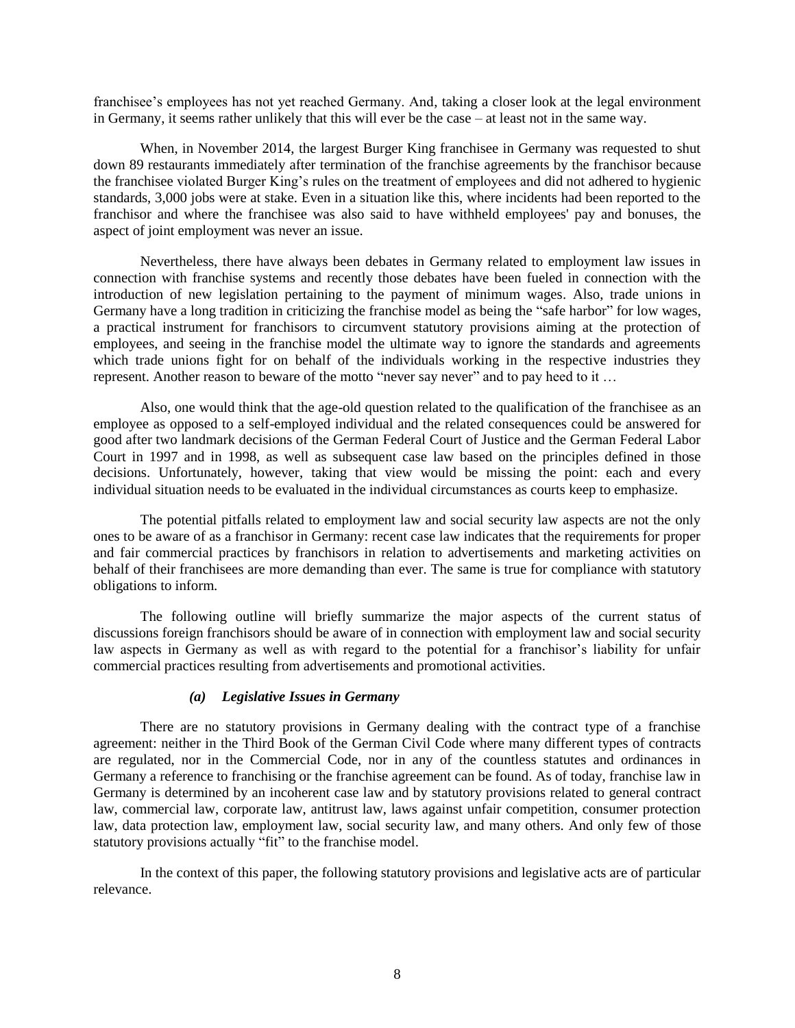franchisee's employees has not yet reached Germany. And, taking a closer look at the legal environment in Germany, it seems rather unlikely that this will ever be the case – at least not in the same way.

When, in November 2014, the largest Burger King franchisee in Germany was requested to shut down 89 restaurants immediately after termination of the franchise agreements by the franchisor because the franchisee violated Burger King's rules on the treatment of employees and did not adhered to hygienic standards, 3,000 jobs were at stake. Even in a situation like this, where incidents had been reported to the franchisor and where the franchisee was also said to have withheld employees' pay and bonuses, the aspect of joint employment was never an issue.

Nevertheless, there have always been debates in Germany related to employment law issues in connection with franchise systems and recently those debates have been fueled in connection with the introduction of new legislation pertaining to the payment of minimum wages. Also, trade unions in Germany have a long tradition in criticizing the franchise model as being the "safe harbor" for low wages, a practical instrument for franchisors to circumvent statutory provisions aiming at the protection of employees, and seeing in the franchise model the ultimate way to ignore the standards and agreements which trade unions fight for on behalf of the individuals working in the respective industries they represent. Another reason to beware of the motto "never say never" and to pay heed to it …

Also, one would think that the age-old question related to the qualification of the franchisee as an employee as opposed to a self-employed individual and the related consequences could be answered for good after two landmark decisions of the German Federal Court of Justice and the German Federal Labor Court in 1997 and in 1998, as well as subsequent case law based on the principles defined in those decisions. Unfortunately, however, taking that view would be missing the point: each and every individual situation needs to be evaluated in the individual circumstances as courts keep to emphasize.

The potential pitfalls related to employment law and social security law aspects are not the only ones to be aware of as a franchisor in Germany: recent case law indicates that the requirements for proper and fair commercial practices by franchisors in relation to advertisements and marketing activities on behalf of their franchisees are more demanding than ever. The same is true for compliance with statutory obligations to inform.

The following outline will briefly summarize the major aspects of the current status of discussions foreign franchisors should be aware of in connection with employment law and social security law aspects in Germany as well as with regard to the potential for a franchisor's liability for unfair commercial practices resulting from advertisements and promotional activities.

### *(a) Legislative Issues in Germany*

There are no statutory provisions in Germany dealing with the contract type of a franchise agreement: neither in the Third Book of the German Civil Code where many different types of contracts are regulated, nor in the Commercial Code, nor in any of the countless statutes and ordinances in Germany a reference to franchising or the franchise agreement can be found. As of today, franchise law in Germany is determined by an incoherent case law and by statutory provisions related to general contract law, commercial law, corporate law, antitrust law, laws against unfair competition, consumer protection law, data protection law, employment law, social security law, and many others. And only few of those statutory provisions actually "fit" to the franchise model.

In the context of this paper, the following statutory provisions and legislative acts are of particular relevance.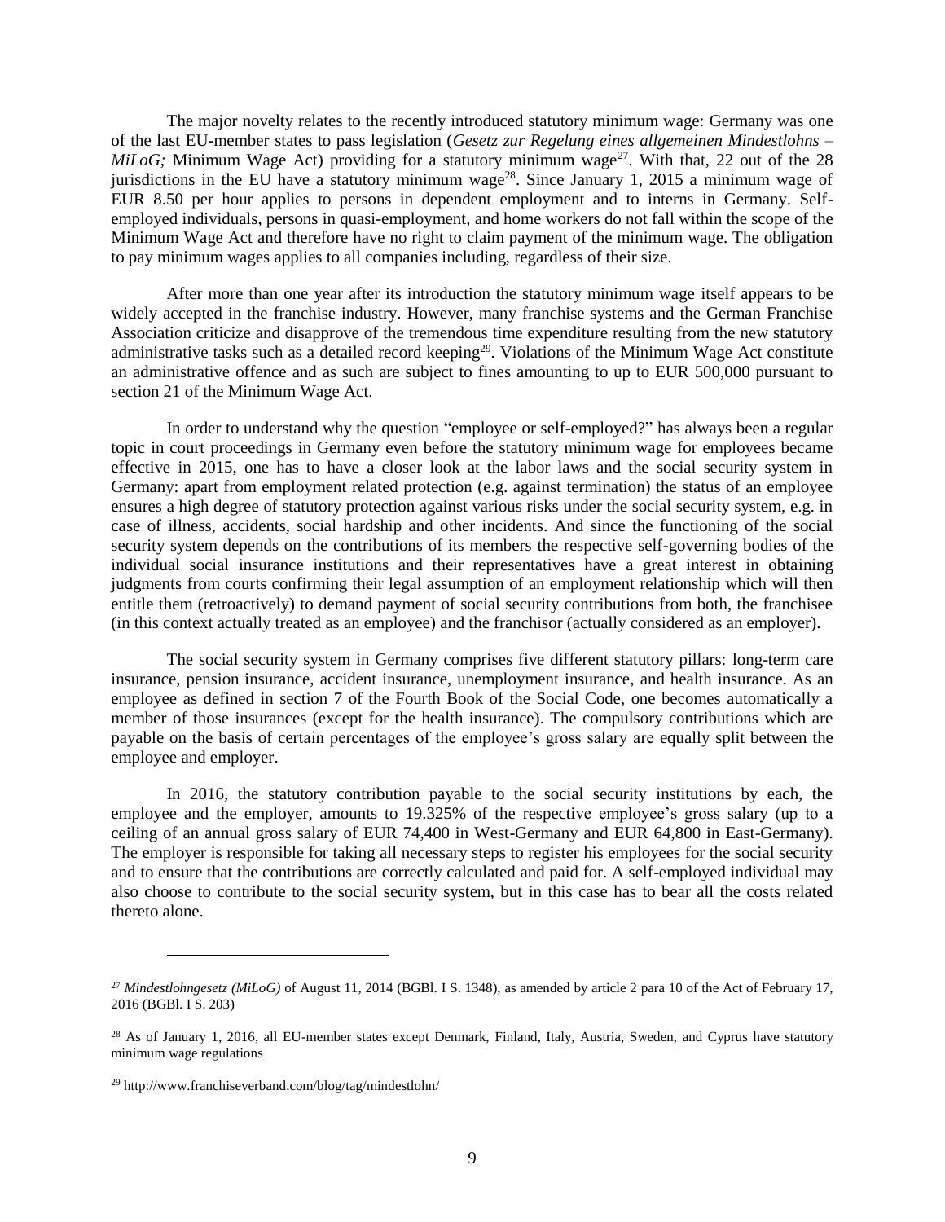The major novelty relates to the recently introduced statutory minimum wage: Germany was one of the last EU-member states to pass legislation (*Gesetz zur Regelung eines allgemeinen Mindestlohns – MiLoG;* Minimum Wage Act) providing for a statutory minimum wage[27]. With that, 22 out of the 28 jurisdictions in the EU have a statutory minimum wage[28]. Since January 1, 2015 a minimum wage of EUR 8.50 per hour applies to persons in dependent employment and to interns in Germany. Self-employed individuals, persons in quasi-employment, and home workers do not fall within the scope of the Minimum Wage Act and therefore have no right to claim payment of the minimum wage. The obligation to pay minimum wages applies to all companies including, regardless of their size.

After more than one year after its introduction the statutory minimum wage itself appears to be widely accepted in the franchise industry. However, many franchise systems and the German Franchise Association criticize and disapprove of the tremendous time expenditure resulting from the new statutory administrative tasks such as a detailed record keeping[29]. Violations of the Minimum Wage Act constitute an administrative offence and as such are subject to fines amounting to up to EUR 500,000 pursuant to section 21 of the Minimum Wage Act.

In order to understand why the question "employee or self-employed?" has always been a regular topic in court proceedings in Germany even before the statutory minimum wage for employees became effective in 2015, one has to have a closer look at the labor laws and the social security system in Germany: apart from employment related protection (e.g. against termination) the status of an employee ensures a high degree of statutory protection against various risks under the social security system, e.g. in case of illness, accidents, social hardship and other incidents. And since the functioning of the social security system depends on the contributions of its members the respective self-governing bodies of the individual social insurance institutions and their representatives have a great interest in obtaining judgments from courts confirming their legal assumption of an employment relationship which will then entitle them (retroactively) to demand payment of social security contributions from both, the franchisee (in this context actually treated as an employee) and the franchisor (actually considered as an employer).

The social security system in Germany comprises five different statutory pillars: long-term care insurance, pension insurance, accident insurance, unemployment insurance, and health insurance. As an employee as defined in section 7 of the Fourth Book of the Social Code, one becomes automatically a member of those insurances (except for the health insurance). The compulsory contributions which are payable on the basis of certain percentages of the employee's gross salary are equally split between the employee and employer.

In 2016, the statutory contribution payable to the social security institutions by each, the employee and the employer, amounts to 19.325% of the respective employee's gross salary (up to a ceiling of an annual gross salary of EUR 74,400 in West-Germany and EUR 64,800 in East-Germany). The employer is responsible for taking all necessary steps to register his employees for the social security and to ensure that the contributions are correctly calculated and paid for. A self-employed individual may also choose to contribute to the social security system, but in this case has to bear all the costs related thereto alone.

---

[27] *Mindestlohngesetz (MiLoG)* of August 11, 2014 (BGBl. I S. 1348), as amended by article 2 para 10 of the Act of February 17, 2016 (BGBl. I S. 203)

[28] As of January 1, 2016, all EU-member states except Denmark, Finland, Italy, Austria, Sweden, and Cyprus have statutory minimum wage regulations

[29] http://www.franchiseverband.com/blog/tag/mindestlohn/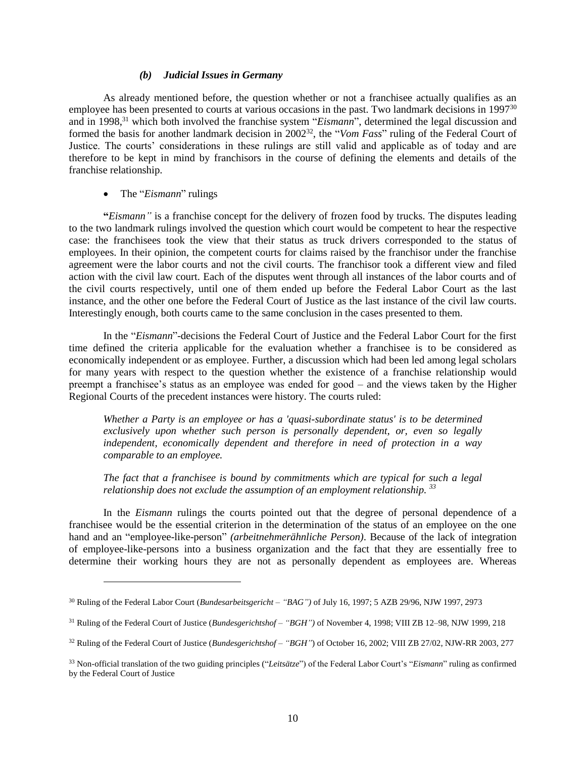### *(b) Judicial Issues in Germany*

As already mentioned before, the question whether or not a franchisee actually qualifies as an employee has been presented to courts at various occasions in the past. Two landmark decisions in 1997[30] and in 1998,[31] which both involved the franchise system "*Eismann*", determined the legal discussion and formed the basis for another landmark decision in 2002[32], the "*Vom Fass*" ruling of the Federal Court of Justice. The courts' considerations in these rulings are still valid and applicable as of today and are therefore to be kept in mind by franchisors in the course of defining the elements and details of the franchise relationship.

- The "*Eismann*" rulings

**"***Eismann"* is a franchise concept for the delivery of frozen food by trucks. The disputes leading to the two landmark rulings involved the question which court would be competent to hear the respective case: the franchisees took the view that their status as truck drivers corresponded to the status of employees. In their opinion, the competent courts for claims raised by the franchisor under the franchise agreement were the labor courts and not the civil courts. The franchisor took a different view and filed action with the civil law court. Each of the disputes went through all instances of the labor courts and of the civil courts respectively, until one of them ended up before the Federal Labor Court as the last instance, and the other one before the Federal Court of Justice as the last instance of the civil law courts. Interestingly enough, both courts came to the same conclusion in the cases presented to them.

In the "*Eismann*"-decisions the Federal Court of Justice and the Federal Labor Court for the first time defined the criteria applicable for the evaluation whether a franchisee is to be considered as economically independent or as employee. Further, a discussion which had been led among legal scholars for many years with respect to the question whether the existence of a franchise relationship would preempt a franchisee's status as an employee was ended for good – and the views taken by the Higher Regional Courts of the precedent instances were history. The courts ruled:

> *Whether a Party is an employee or has a 'quasi-subordinate status' is to be determined exclusively upon whether such person is personally dependent, or, even so legally independent, economically dependent and therefore in need of protection in a way comparable to an employee.*
>
> *The fact that a franchisee is bound by commitments which are typical for such a legal relationship does not exclude the assumption of an employment relationship.* [33]

In the *Eismann* rulings the courts pointed out that the degree of personal dependence of a franchisee would be the essential criterion in the determination of the status of an employee on the one hand and an "employee-like-person" *(arbeitnehmerähnliche Person)*. Because of the lack of integration of employee-like-persons into a business organization and the fact that they are essentially free to determine their working hours they are not as personally dependent as employees are. Whereas

---

[30] Ruling of the Federal Labor Court (*Bundesarbeitsgericht – "BAG")* of July 16, 1997; 5 AZB 29/96, NJW 1997, 2973

[31] Ruling of the Federal Court of Justice (*Bundesgerichtshof – "BGH")* of November 4, 1998; VIII ZB 12–98, NJW 1999, 218

[32] Ruling of the Federal Court of Justice (*Bundesgerichtshof – "BGH"*) of October 16, 2002; VIII ZB 27/02, NJW-RR 2003, 277

[33] Non-official translation of the two guiding principles ("*Leitsätze*") of the Federal Labor Court's "*Eismann*" ruling as confirmed by the Federal Court of Justice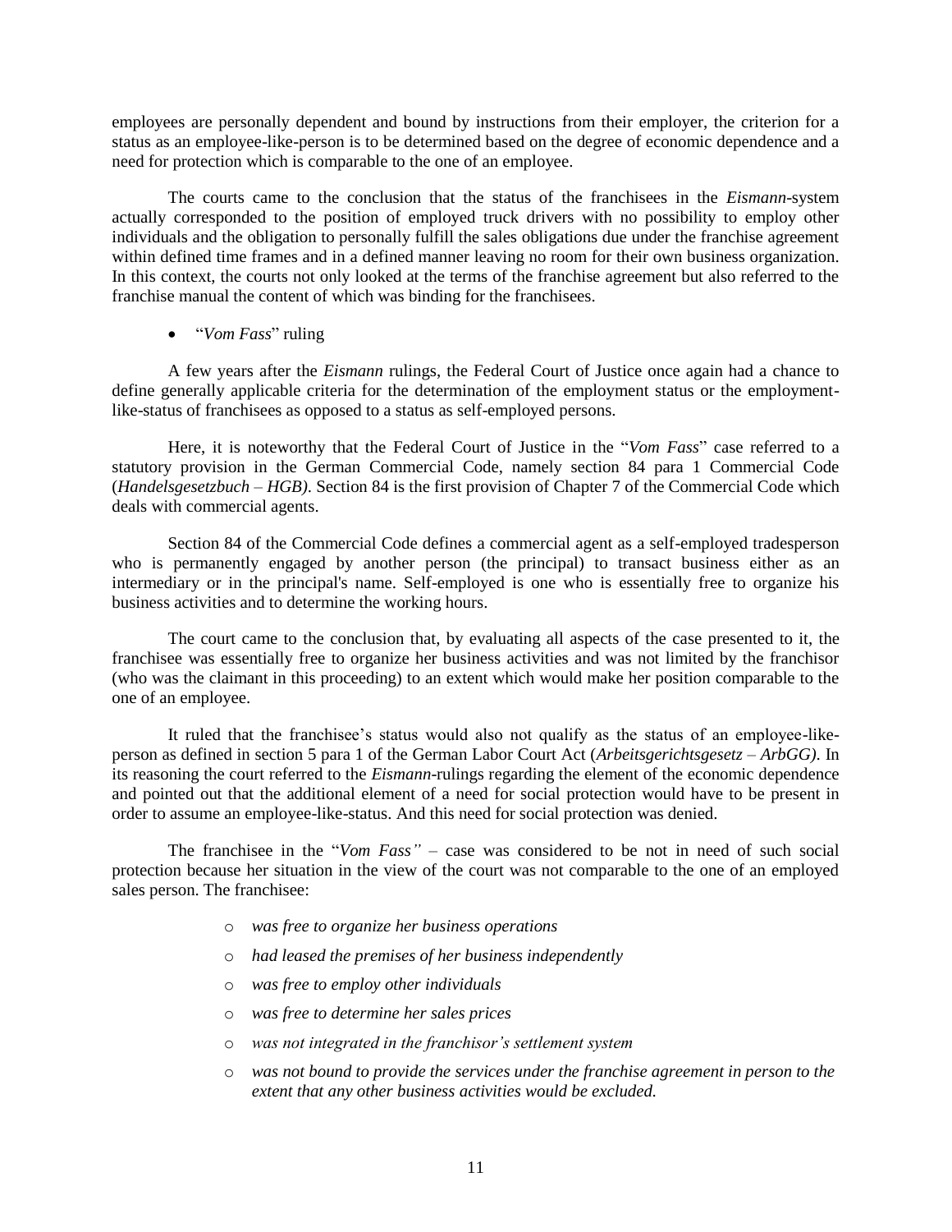employees are personally dependent and bound by instructions from their employer, the criterion for a status as an employee-like-person is to be determined based on the degree of economic dependence and a need for protection which is comparable to the one of an employee.

The courts came to the conclusion that the status of the franchisees in the *Eismann*-system actually corresponded to the position of employed truck drivers with no possibility to employ other individuals and the obligation to personally fulfill the sales obligations due under the franchise agreement within defined time frames and in a defined manner leaving no room for their own business organization. In this context, the courts not only looked at the terms of the franchise agreement but also referred to the franchise manual the content of which was binding for the franchisees.

- "*Vom Fass*" ruling

A few years after the *Eismann* rulings, the Federal Court of Justice once again had a chance to define generally applicable criteria for the determination of the employment status or the employment-like-status of franchisees as opposed to a status as self-employed persons.

Here, it is noteworthy that the Federal Court of Justice in the "*Vom Fass*" case referred to a statutory provision in the German Commercial Code, namely section 84 para 1 Commercial Code (*Handelsgesetzbuch – HGB)*. Section 84 is the first provision of Chapter 7 of the Commercial Code which deals with commercial agents.

Section 84 of the Commercial Code defines a commercial agent as a self-employed tradesperson who is permanently engaged by another person (the principal) to transact business either as an intermediary or in the principal's name. Self-employed is one who is essentially free to organize his business activities and to determine the working hours.

The court came to the conclusion that, by evaluating all aspects of the case presented to it, the franchisee was essentially free to organize her business activities and was not limited by the franchisor (who was the claimant in this proceeding) to an extent which would make her position comparable to the one of an employee.

It ruled that the franchisee's status would also not qualify as the status of an employee-like-person as defined in section 5 para 1 of the German Labor Court Act (*Arbeitsgerichtsgesetz – ArbGG)*. In its reasoning the court referred to the *Eismann*-rulings regarding the element of the economic dependence and pointed out that the additional element of a need for social protection would have to be present in order to assume an employee-like-status. And this need for social protection was denied.

The franchisee in the "*Vom Fass"* – case was considered to be not in need of such social protection because her situation in the view of the court was not comparable to the one of an employed sales person. The franchisee:

- *was free to organize her business operations*
- *had leased the premises of her business independently*
- *was free to employ other individuals*
- *was free to determine her sales prices*
- *was not integrated in the franchisor's settlement system*
- *was not bound to provide the services under the franchise agreement in person to the extent that any other business activities would be excluded.*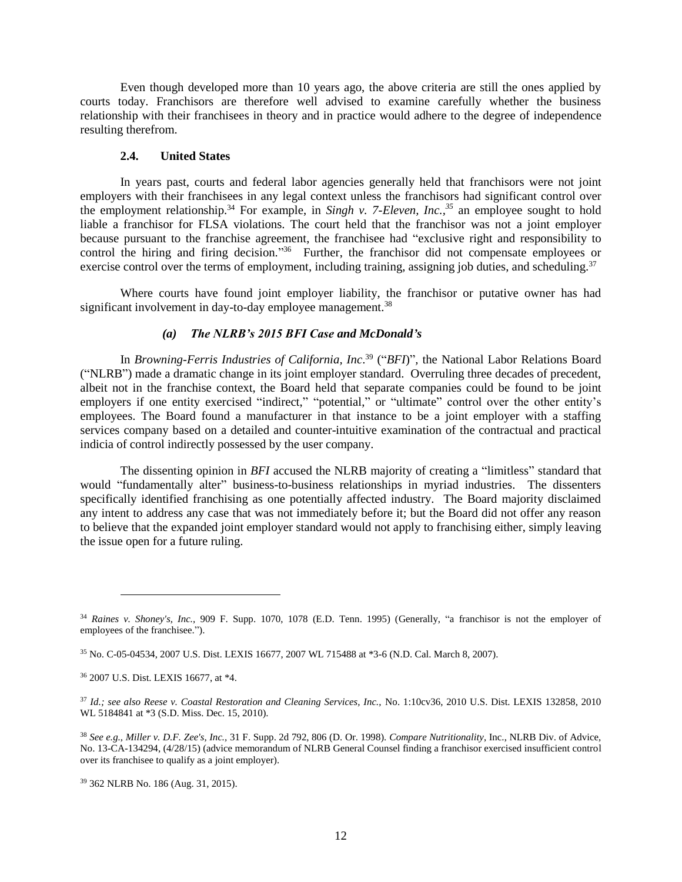Even though developed more than 10 years ago, the above criteria are still the ones applied by courts today. Franchisors are therefore well advised to examine carefully whether the business relationship with their franchisees in theory and in practice would adhere to the degree of independence resulting therefrom.

### 2.4. United States

In years past, courts and federal labor agencies generally held that franchisors were not joint employers with their franchisees in any legal context unless the franchisors had significant control over the employment relationship.[34] For example, in *Singh v. 7-Eleven, Inc.*,[35] an employee sought to hold liable a franchisor for FLSA violations. The court held that the franchisor was not a joint employer because pursuant to the franchise agreement, the franchisee had "exclusive right and responsibility to control the hiring and firing decision."[36] Further, the franchisor did not compensate employees or exercise control over the terms of employment, including training, assigning job duties, and scheduling.[37]

Where courts have found joint employer liability, the franchisor or putative owner has had significant involvement in day-to-day employee management.[38]

#### *(a) The NLRB's 2015 BFI Case and McDonald's*

In *Browning-Ferris Industries of California, Inc*.[39] ("*BFI*)", the National Labor Relations Board ("NLRB") made a dramatic change in its joint employer standard. Overruling three decades of precedent, albeit not in the franchise context, the Board held that separate companies could be found to be joint employers if one entity exercised "indirect," "potential," or "ultimate" control over the other entity's employees. The Board found a manufacturer in that instance to be a joint employer with a staffing services company based on a detailed and counter-intuitive examination of the contractual and practical indicia of control indirectly possessed by the user company.

The dissenting opinion in *BFI* accused the NLRB majority of creating a "limitless" standard that would "fundamentally alter" business-to-business relationships in myriad industries. The dissenters specifically identified franchising as one potentially affected industry. The Board majority disclaimed any intent to address any case that was not immediately before it; but the Board did not offer any reason to believe that the expanded joint employer standard would not apply to franchising either, simply leaving the issue open for a future ruling.

---

[34] *Raines v. Shoney's, Inc.*, 909 F. Supp. 1070, 1078 (E.D. Tenn. 1995) (Generally, "a franchisor is not the employer of employees of the franchisee.").

[35] No. C-05-04534, 2007 U.S. Dist. LEXIS 16677, 2007 WL 715488 at *3-6 (N.D. Cal. March 8, 2007).

[36] 2007 U.S. Dist. LEXIS 16677, at *4.

[37] *Id.; see also Reese v. Coastal Restoration and Cleaning Services, Inc.,* No. 1:10cv36, 2010 U.S. Dist. LEXIS 132858, 2010 WL 5184841 at *3 (S.D. Miss. Dec. 15, 2010).

[38] *See e.g., Miller v. D.F. Zee's, Inc.*, 31 F. Supp. 2d 792, 806 (D. Or. 1998). *Compare Nutritionality*, Inc., NLRB Div. of Advice, No. 13-CA-134294, (4/28/15) (advice memorandum of NLRB General Counsel finding a franchisor exercised insufficient control over its franchisee to qualify as a joint employer).

[39] 362 NLRB No. 186 (Aug. 31, 2015).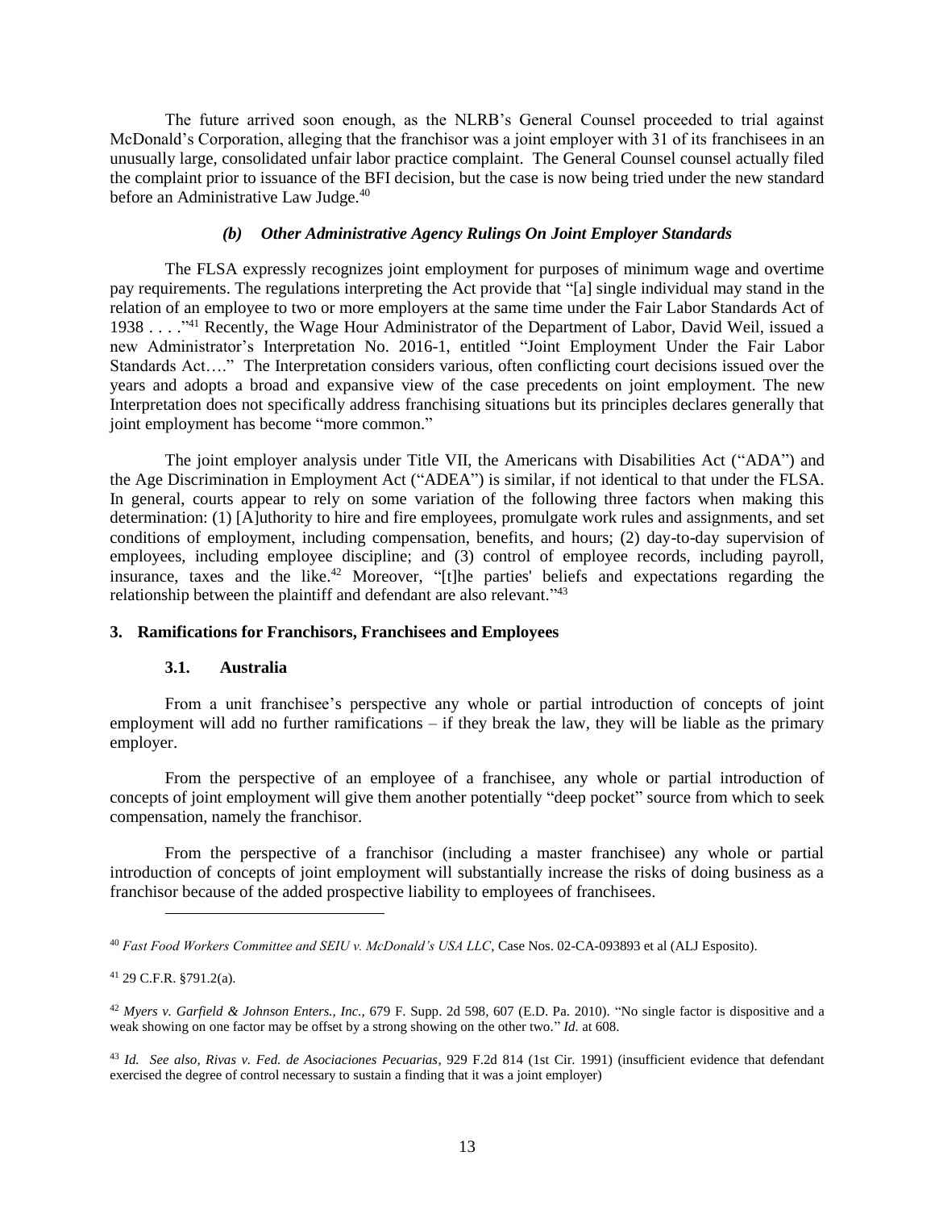The future arrived soon enough, as the NLRB's General Counsel proceeded to trial against McDonald's Corporation, alleging that the franchisor was a joint employer with 31 of its franchisees in an unusually large, consolidated unfair labor practice complaint. The General Counsel counsel actually filed the complaint prior to issuance of the BFI decision, but the case is now being tried under the new standard before an Administrative Law Judge.[40]

#### *(b) Other Administrative Agency Rulings On Joint Employer Standards*

The FLSA expressly recognizes joint employment for purposes of minimum wage and overtime pay requirements. The regulations interpreting the Act provide that "[a] single individual may stand in the relation of an employee to two or more employers at the same time under the Fair Labor Standards Act of 1938 . . . ."[41] Recently, the Wage Hour Administrator of the Department of Labor, David Weil, issued a new Administrator's Interpretation No. 2016-1, entitled "Joint Employment Under the Fair Labor Standards Act…." The Interpretation considers various, often conflicting court decisions issued over the years and adopts a broad and expansive view of the case precedents on joint employment. The new Interpretation does not specifically address franchising situations but its principles declares generally that joint employment has become "more common."

The joint employer analysis under Title VII, the Americans with Disabilities Act ("ADA") and the Age Discrimination in Employment Act ("ADEA") is similar, if not identical to that under the FLSA. In general, courts appear to rely on some variation of the following three factors when making this determination: (1) [A]uthority to hire and fire employees, promulgate work rules and assignments, and set conditions of employment, including compensation, benefits, and hours; (2) day-to-day supervision of employees, including employee discipline; and (3) control of employee records, including payroll, insurance, taxes and the like.[42] Moreover, "[t]he parties' beliefs and expectations regarding the relationship between the plaintiff and defendant are also relevant."[43]

## 3. Ramifications for Franchisors, Franchisees and Employees

### 3.1. Australia

From a unit franchisee's perspective any whole or partial introduction of concepts of joint employment will add no further ramifications – if they break the law, they will be liable as the primary employer.

From the perspective of an employee of a franchisee, any whole or partial introduction of concepts of joint employment will give them another potentially "deep pocket" source from which to seek compensation, namely the franchisor.

From the perspective of a franchisor (including a master franchisee) any whole or partial introduction of concepts of joint employment will substantially increase the risks of doing business as a franchisor because of the added prospective liability to employees of franchisees.

---

[40] *Fast Food Workers Committee and SEIU v. McDonald's USA LLC*, Case Nos. 02-CA-093893 et al (ALJ Esposito).

[41] 29 C.F.R. §791.2(a).

[42] *Myers v. Garfield & Johnson Enters., Inc.*, 679 F. Supp. 2d 598, 607 (E.D. Pa. 2010). "No single factor is dispositive and a weak showing on one factor may be offset by a strong showing on the other two." *Id.* at 608.

[43] *Id. See also, Rivas v. Fed. de Asociaciones Pecuarias*, 929 F.2d 814 (1st Cir. 1991) (insufficient evidence that defendant exercised the degree of control necessary to sustain a finding that it was a joint employer)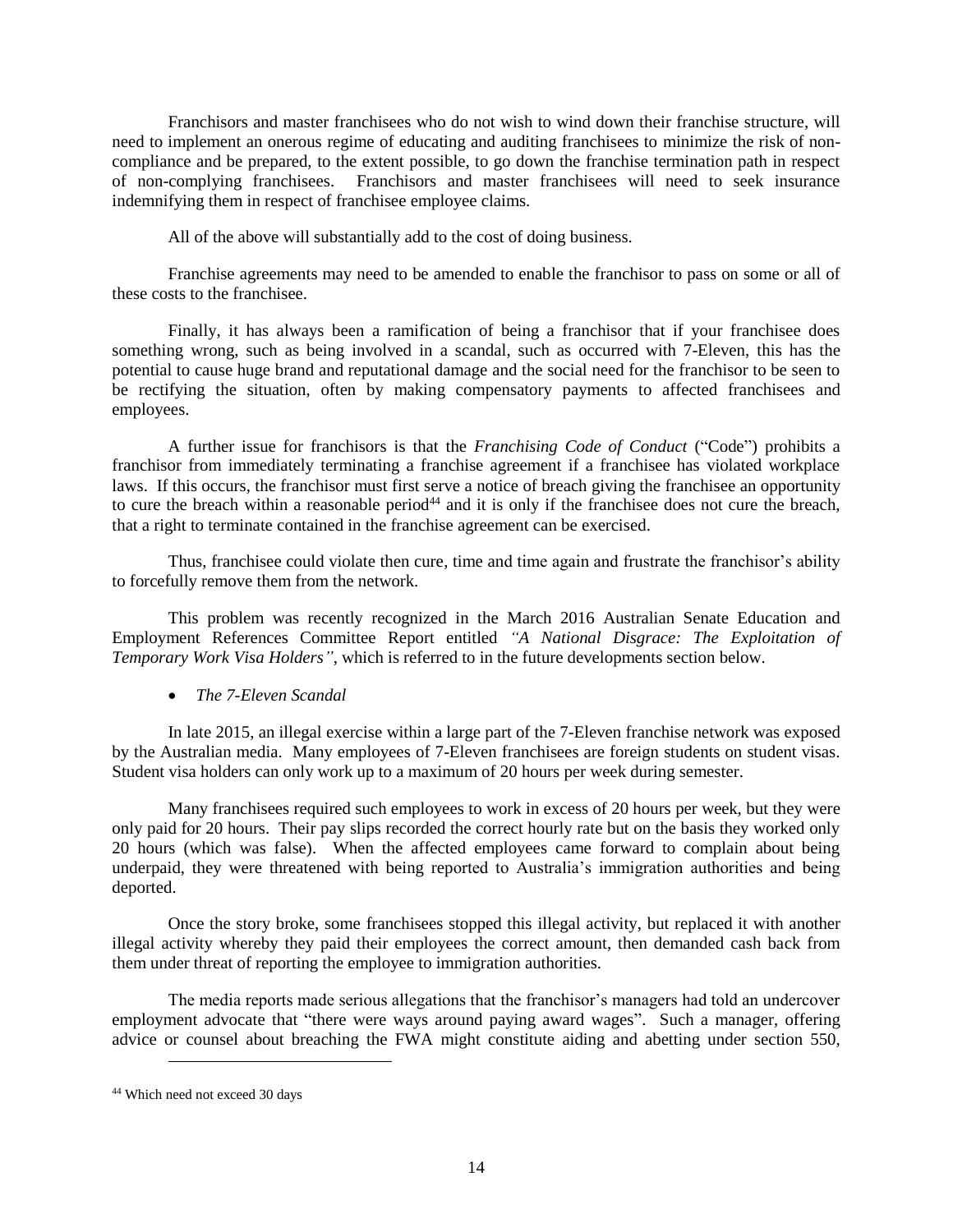Franchisors and master franchisees who do not wish to wind down their franchise structure, will need to implement an onerous regime of educating and auditing franchisees to minimize the risk of non-compliance and be prepared, to the extent possible, to go down the franchise termination path in respect of non-complying franchisees. Franchisors and master franchisees will need to seek insurance indemnifying them in respect of franchisee employee claims.

All of the above will substantially add to the cost of doing business.

Franchise agreements may need to be amended to enable the franchisor to pass on some or all of these costs to the franchisee.

Finally, it has always been a ramification of being a franchisor that if your franchisee does something wrong, such as being involved in a scandal, such as occurred with 7-Eleven, this has the potential to cause huge brand and reputational damage and the social need for the franchisor to be seen to be rectifying the situation, often by making compensatory payments to affected franchisees and employees.

A further issue for franchisors is that the *Franchising Code of Conduct* ("Code") prohibits a franchisor from immediately terminating a franchise agreement if a franchisee has violated workplace laws. If this occurs, the franchisor must first serve a notice of breach giving the franchisee an opportunity to cure the breach within a reasonable period[44] and it is only if the franchisee does not cure the breach, that a right to terminate contained in the franchise agreement can be exercised.

Thus, franchisee could violate then cure, time and time again and frustrate the franchisor's ability to forcefully remove them from the network.

This problem was recently recognized in the March 2016 Australian Senate Education and Employment References Committee Report entitled *"A National Disgrace: The Exploitation of Temporary Work Visa Holders"*, which is referred to in the future developments section below.

- *The 7-Eleven Scandal*

In late 2015, an illegal exercise within a large part of the 7-Eleven franchise network was exposed by the Australian media. Many employees of 7-Eleven franchisees are foreign students on student visas. Student visa holders can only work up to a maximum of 20 hours per week during semester.

Many franchisees required such employees to work in excess of 20 hours per week, but they were only paid for 20 hours. Their pay slips recorded the correct hourly rate but on the basis they worked only 20 hours (which was false). When the affected employees came forward to complain about being underpaid, they were threatened with being reported to Australia's immigration authorities and being deported.

Once the story broke, some franchisees stopped this illegal activity, but replaced it with another illegal activity whereby they paid their employees the correct amount, then demanded cash back from them under threat of reporting the employee to immigration authorities.

The media reports made serious allegations that the franchisor's managers had told an undercover employment advocate that "there were ways around paying award wages". Such a manager, offering advice or counsel about breaching the FWA might constitute aiding and abetting under section 550,

---

[44] Which need not exceed 30 days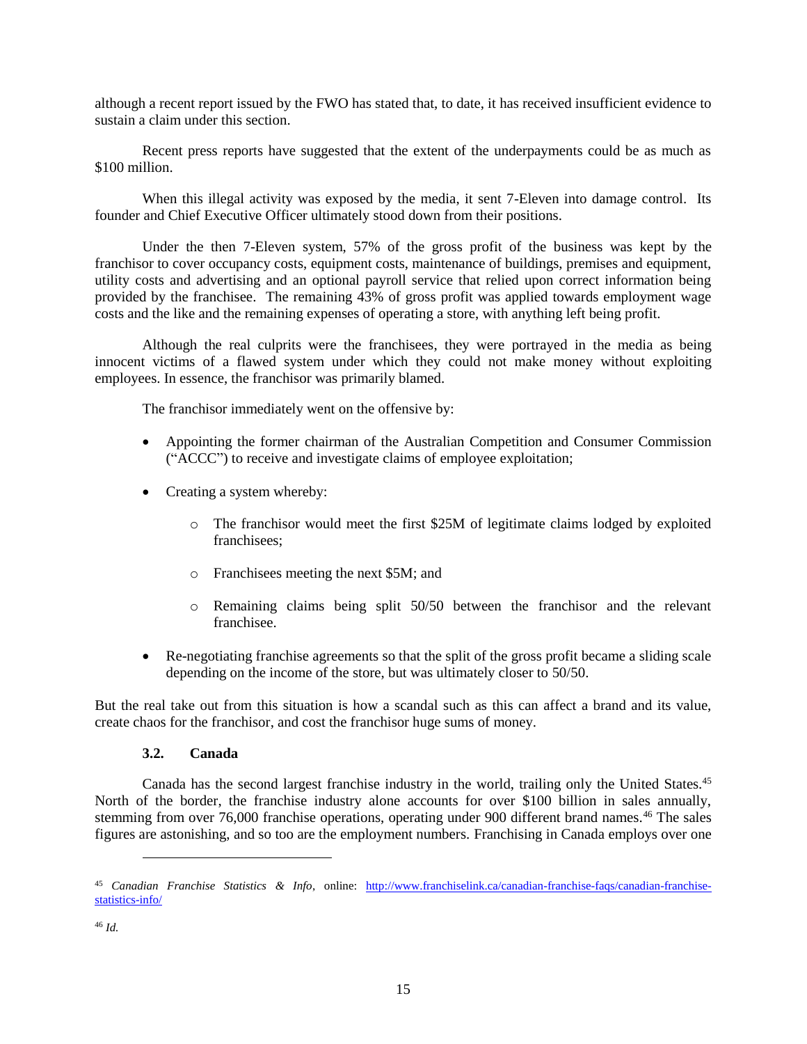although a recent report issued by the FWO has stated that, to date, it has received insufficient evidence to sustain a claim under this section.

Recent press reports have suggested that the extent of the underpayments could be as much as $100 million.

When this illegal activity was exposed by the media, it sent 7-Eleven into damage control. Its founder and Chief Executive Officer ultimately stood down from their positions.

Under the then 7-Eleven system, 57% of the gross profit of the business was kept by the franchisor to cover occupancy costs, equipment costs, maintenance of buildings, premises and equipment, utility costs and advertising and an optional payroll service that relied upon correct information being provided by the franchisee. The remaining 43% of gross profit was applied towards employment wage costs and the like and the remaining expenses of operating a store, with anything left being profit.

Although the real culprits were the franchisees, they were portrayed in the media as being innocent victims of a flawed system under which they could not make money without exploiting employees. In essence, the franchisor was primarily blamed.

The franchisor immediately went on the offensive by:

- Appointing the former chairman of the Australian Competition and Consumer Commission ("ACCC") to receive and investigate claims of employee exploitation;
- Creating a system whereby:
    - The franchisor would meet the first $25M of legitimate claims lodged by exploited franchisees;
    - Franchisees meeting the next $5M; and
    - Remaining claims being split 50/50 between the franchisor and the relevant franchisee.
- Re-negotiating franchise agreements so that the split of the gross profit became a sliding scale depending on the income of the store, but was ultimately closer to 50/50.

But the real take out from this situation is how a scandal such as this can affect a brand and its value, create chaos for the franchisor, and cost the franchisor huge sums of money.

### 3.2. Canada

Canada has the second largest franchise industry in the world, trailing only the United States.[45] North of the border, the franchise industry alone accounts for over $100 billion in sales annually, stemming from over 76,000 franchise operations, operating under 900 different brand names.[46] The sales figures are astonishing, and so too are the employment numbers. Franchising in Canada employs over one

---

[45] *Canadian Franchise Statistics & Info*, online: http://www.franchiselink.ca/canadian-franchise-faqs/canadian-franchise-statistics-info/

[46] *Id.*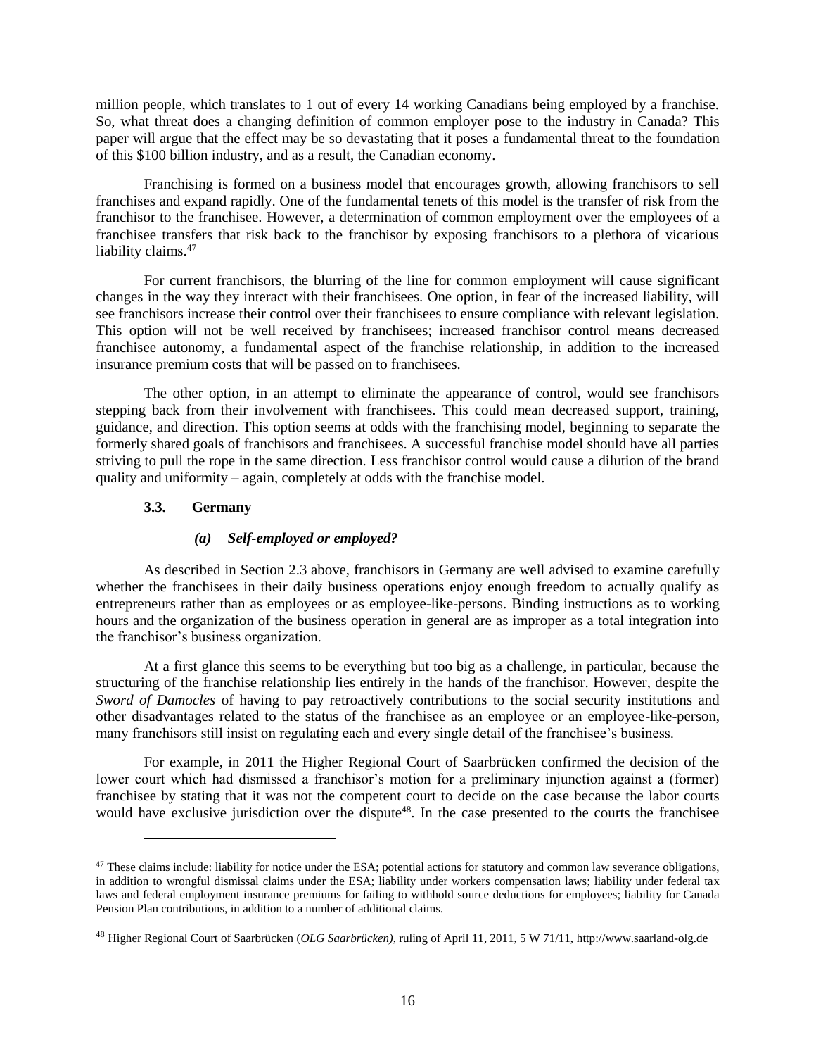million people, which translates to 1 out of every 14 working Canadians being employed by a franchise. So, what threat does a changing definition of common employer pose to the industry in Canada? This paper will argue that the effect may be so devastating that it poses a fundamental threat to the foundation of this $100 billion industry, and as a result, the Canadian economy.

Franchising is formed on a business model that encourages growth, allowing franchisors to sell franchises and expand rapidly. One of the fundamental tenets of this model is the transfer of risk from the franchisor to the franchisee. However, a determination of common employment over the employees of a franchisee transfers that risk back to the franchisor by exposing franchisors to a plethora of vicarious liability claims.[47]

For current franchisors, the blurring of the line for common employment will cause significant changes in the way they interact with their franchisees. One option, in fear of the increased liability, will see franchisors increase their control over their franchisees to ensure compliance with relevant legislation. This option will not be well received by franchisees; increased franchisor control means decreased franchisee autonomy, a fundamental aspect of the franchise relationship, in addition to the increased insurance premium costs that will be passed on to franchisees.

The other option, in an attempt to eliminate the appearance of control, would see franchisors stepping back from their involvement with franchisees. This could mean decreased support, training, guidance, and direction. This option seems at odds with the franchising model, beginning to separate the formerly shared goals of franchisors and franchisees. A successful franchise model should have all parties striving to pull the rope in the same direction. Less franchisor control would cause a dilution of the brand quality and uniformity – again, completely at odds with the franchise model.

### 3.3. Germany

#### *(a) Self-employed or employed?*

As described in Section 2.3 above, franchisors in Germany are well advised to examine carefully whether the franchisees in their daily business operations enjoy enough freedom to actually qualify as entrepreneurs rather than as employees or as employee-like-persons. Binding instructions as to working hours and the organization of the business operation in general are as improper as a total integration into the franchisor's business organization.

At a first glance this seems to be everything but too big as a challenge, in particular, because the structuring of the franchise relationship lies entirely in the hands of the franchisor. However, despite the *Sword of Damocles* of having to pay retroactively contributions to the social security institutions and other disadvantages related to the status of the franchisee as an employee or an employee-like-person, many franchisors still insist on regulating each and every single detail of the franchisee's business.

For example, in 2011 the Higher Regional Court of Saarbrücken confirmed the decision of the lower court which had dismissed a franchisor's motion for a preliminary injunction against a (former) franchisee by stating that it was not the competent court to decide on the case because the labor courts would have exclusive jurisdiction over the dispute[48]. In the case presented to the courts the franchisee

---

[47] These claims include: liability for notice under the ESA; potential actions for statutory and common law severance obligations, in addition to wrongful dismissal claims under the ESA; liability under workers compensation laws; liability under federal tax laws and federal employment insurance premiums for failing to withhold source deductions for employees; liability for Canada Pension Plan contributions, in addition to a number of additional claims.

[48] Higher Regional Court of Saarbrücken (*OLG Saarbrücken)*, ruling of April 11, 2011, 5 W 71/11, http://www.saarland-olg.de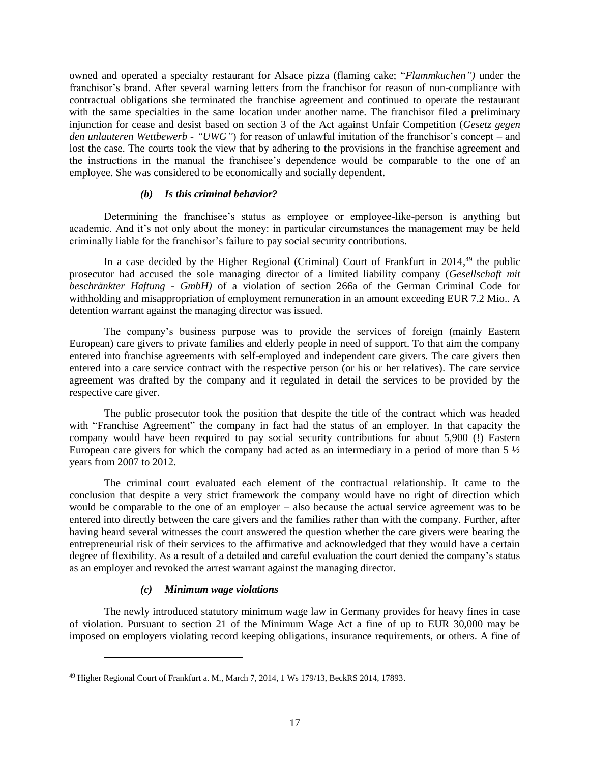owned and operated a specialty restaurant for Alsace pizza (flaming cake; "*Flammkuchen")* under the franchisor's brand. After several warning letters from the franchisor for reason of non-compliance with contractual obligations she terminated the franchise agreement and continued to operate the restaurant with the same specialties in the same location under another name. The franchisor filed a preliminary injunction for cease and desist based on section 3 of the Act against Unfair Competition (*Gesetz gegen den unlauteren Wettbewerb - "UWG"*) for reason of unlawful imitation of the franchisor's concept – and lost the case. The courts took the view that by adhering to the provisions in the franchise agreement and the instructions in the manual the franchisee's dependence would be comparable to the one of an employee. She was considered to be economically and socially dependent.

#### *(b) Is this criminal behavior?*

Determining the franchisee's status as employee or employee-like-person is anything but academic. And it's not only about the money: in particular circumstances the management may be held criminally liable for the franchisor's failure to pay social security contributions.

In a case decided by the Higher Regional (Criminal) Court of Frankfurt in 2014,[49] the public prosecutor had accused the sole managing director of a limited liability company (*Gesellschaft mit beschränkter Haftung - GmbH)* of a violation of section 266a of the German Criminal Code for withholding and misappropriation of employment remuneration in an amount exceeding EUR 7.2 Mio.. A detention warrant against the managing director was issued.

The company's business purpose was to provide the services of foreign (mainly Eastern European) care givers to private families and elderly people in need of support. To that aim the company entered into franchise agreements with self-employed and independent care givers. The care givers then entered into a care service contract with the respective person (or his or her relatives). The care service agreement was drafted by the company and it regulated in detail the services to be provided by the respective care giver.

The public prosecutor took the position that despite the title of the contract which was headed with "Franchise Agreement" the company in fact had the status of an employer. In that capacity the company would have been required to pay social security contributions for about 5,900 (!) Eastern European care givers for which the company had acted as an intermediary in a period of more than 5 ½ years from 2007 to 2012.

The criminal court evaluated each element of the contractual relationship. It came to the conclusion that despite a very strict framework the company would have no right of direction which would be comparable to the one of an employer – also because the actual service agreement was to be entered into directly between the care givers and the families rather than with the company. Further, after having heard several witnesses the court answered the question whether the care givers were bearing the entrepreneurial risk of their services to the affirmative and acknowledged that they would have a certain degree of flexibility. As a result of a detailed and careful evaluation the court denied the company's status as an employer and revoked the arrest warrant against the managing director.

#### *(c) Minimum wage violations*

The newly introduced statutory minimum wage law in Germany provides for heavy fines in case of violation. Pursuant to section 21 of the Minimum Wage Act a fine of up to EUR 30,000 may be imposed on employers violating record keeping obligations, insurance requirements, or others. A fine of

---

[49] Higher Regional Court of Frankfurt a. M., March 7, 2014, 1 Ws 179/13, BeckRS 2014, 17893.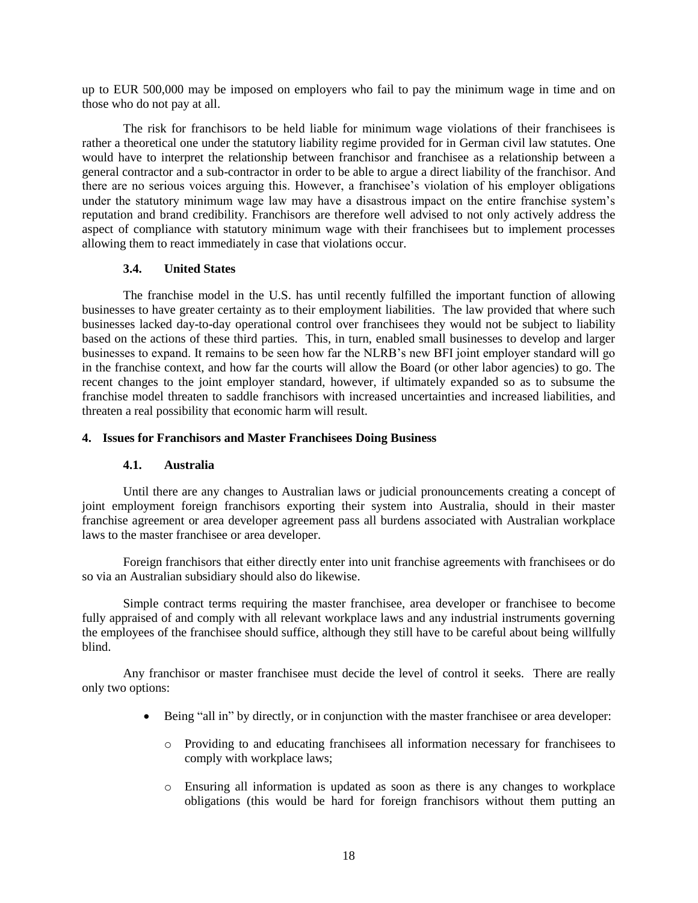up to EUR 500,000 may be imposed on employers who fail to pay the minimum wage in time and on those who do not pay at all.

The risk for franchisors to be held liable for minimum wage violations of their franchisees is rather a theoretical one under the statutory liability regime provided for in German civil law statutes. One would have to interpret the relationship between franchisor and franchisee as a relationship between a general contractor and a sub-contractor in order to be able to argue a direct liability of the franchisor. And there are no serious voices arguing this. However, a franchisee's violation of his employer obligations under the statutory minimum wage law may have a disastrous impact on the entire franchise system's reputation and brand credibility. Franchisors are therefore well advised to not only actively address the aspect of compliance with statutory minimum wage with their franchisees but to implement processes allowing them to react immediately in case that violations occur.

### 3.4. United States

The franchise model in the U.S. has until recently fulfilled the important function of allowing businesses to have greater certainty as to their employment liabilities. The law provided that where such businesses lacked day-to-day operational control over franchisees they would not be subject to liability based on the actions of these third parties. This, in turn, enabled small businesses to develop and larger businesses to expand. It remains to be seen how far the NLRB's new BFI joint employer standard will go in the franchise context, and how far the courts will allow the Board (or other labor agencies) to go. The recent changes to the joint employer standard, however, if ultimately expanded so as to subsume the franchise model threaten to saddle franchisors with increased uncertainties and increased liabilities, and threaten a real possibility that economic harm will result.

## 4. Issues for Franchisors and Master Franchisees Doing Business

### 4.1. Australia

Until there are any changes to Australian laws or judicial pronouncements creating a concept of joint employment foreign franchisors exporting their system into Australia, should in their master franchise agreement or area developer agreement pass all burdens associated with Australian workplace laws to the master franchisee or area developer.

Foreign franchisors that either directly enter into unit franchise agreements with franchisees or do so via an Australian subsidiary should also do likewise.

Simple contract terms requiring the master franchisee, area developer or franchisee to become fully appraised of and comply with all relevant workplace laws and any industrial instruments governing the employees of the franchisee should suffice, although they still have to be careful about being willfully blind.

Any franchisor or master franchisee must decide the level of control it seeks. There are really only two options:

- Being "all in" by directly, or in conjunction with the master franchisee or area developer:
  - Providing to and educating franchisees all information necessary for franchisees to comply with workplace laws;
  - Ensuring all information is updated as soon as there is any changes to workplace obligations (this would be hard for foreign franchisors without them putting an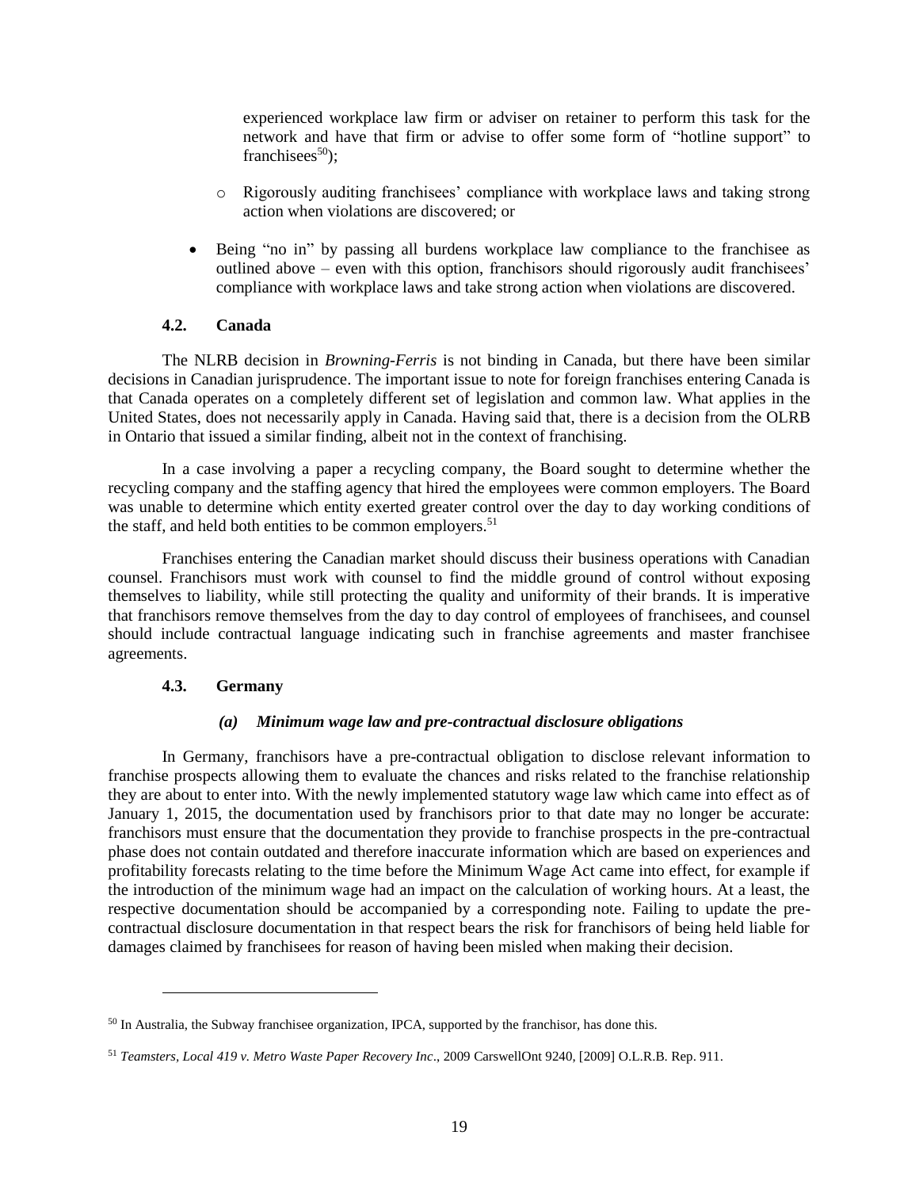experienced workplace law firm or adviser on retainer to perform this task for the network and have that firm or advise to offer some form of "hotline support" to franchisees[50]);

  - Rigorously auditing franchisees' compliance with workplace laws and taking strong action when violations are discovered; or

- Being "no in" by passing all burdens workplace law compliance to the franchisee as outlined above – even with this option, franchisors should rigorously audit franchisees' compliance with workplace laws and take strong action when violations are discovered.

### 4.2. Canada

The NLRB decision in *Browning-Ferris* is not binding in Canada, but there have been similar decisions in Canadian jurisprudence. The important issue to note for foreign franchises entering Canada is that Canada operates on a completely different set of legislation and common law. What applies in the United States, does not necessarily apply in Canada. Having said that, there is a decision from the OLRB in Ontario that issued a similar finding, albeit not in the context of franchising.

In a case involving a paper a recycling company, the Board sought to determine whether the recycling company and the staffing agency that hired the employees were common employers. The Board was unable to determine which entity exerted greater control over the day to day working conditions of the staff, and held both entities to be common employers.[51]

Franchises entering the Canadian market should discuss their business operations with Canadian counsel. Franchisors must work with counsel to find the middle ground of control without exposing themselves to liability, while still protecting the quality and uniformity of their brands. It is imperative that franchisors remove themselves from the day to day control of employees of franchisees, and counsel should include contractual language indicating such in franchise agreements and master franchisee agreements.

### 4.3. Germany

#### *(a) Minimum wage law and pre-contractual disclosure obligations*

In Germany, franchisors have a pre-contractual obligation to disclose relevant information to franchise prospects allowing them to evaluate the chances and risks related to the franchise relationship they are about to enter into. With the newly implemented statutory wage law which came into effect as of January 1, 2015, the documentation used by franchisors prior to that date may no longer be accurate: franchisors must ensure that the documentation they provide to franchise prospects in the pre-contractual phase does not contain outdated and therefore inaccurate information which are based on experiences and profitability forecasts relating to the time before the Minimum Wage Act came into effect, for example if the introduction of the minimum wage had an impact on the calculation of working hours. At a least, the respective documentation should be accompanied by a corresponding note. Failing to update the pre-contractual disclosure documentation in that respect bears the risk for franchisors of being held liable for damages claimed by franchisees for reason of having been misled when making their decision.

---

[50] In Australia, the Subway franchisee organization, IPCA, supported by the franchisor, has done this.

[51] *Teamsters, Local 419 v. Metro Waste Paper Recovery Inc*., 2009 CarswellOnt 9240, [2009] O.L.R.B. Rep. 911.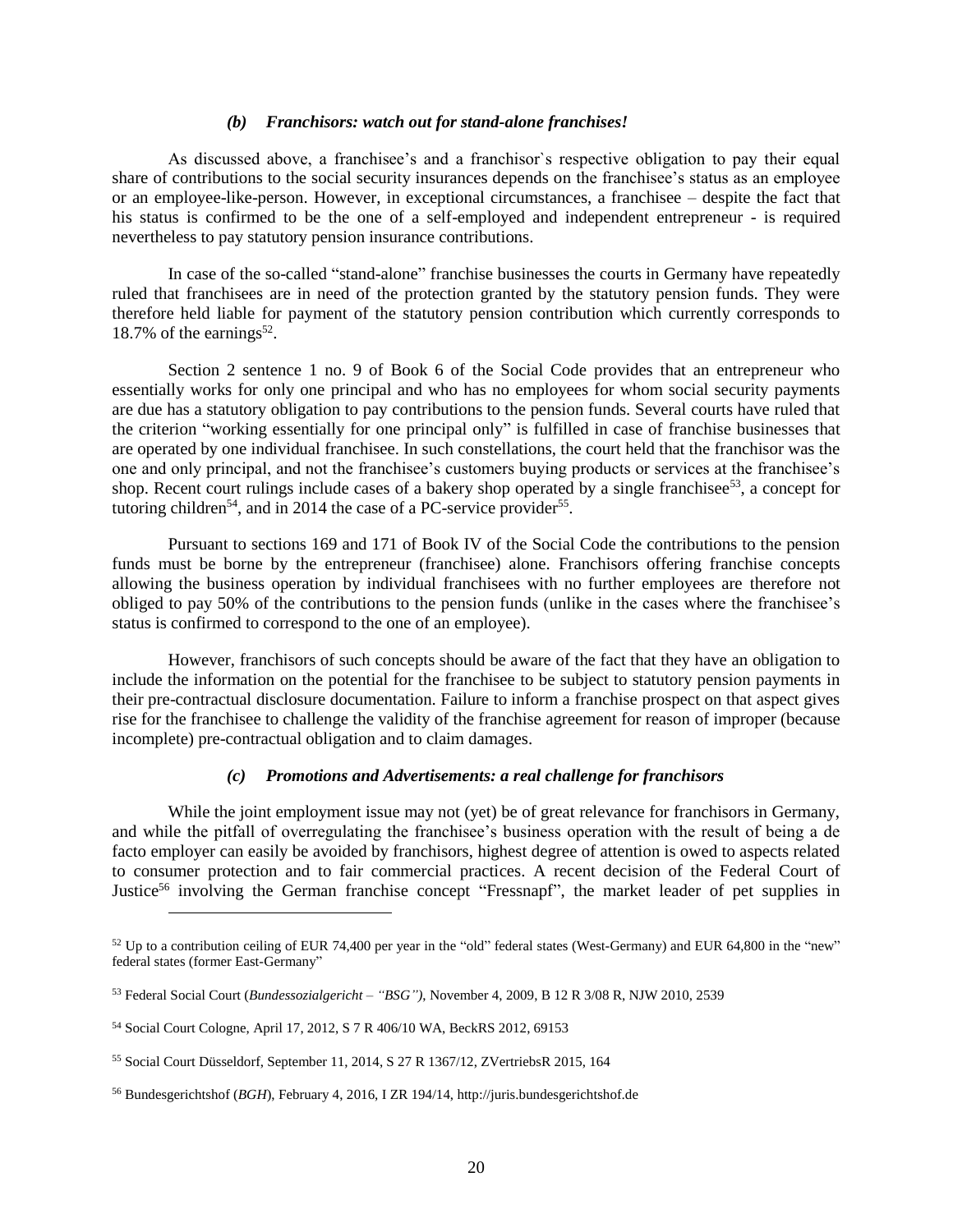### *(b) Franchisors: watch out for stand-alone franchises!*

As discussed above, a franchisee's and a franchisor`s respective obligation to pay their equal share of contributions to the social security insurances depends on the franchisee's status as an employee or an employee-like-person. However, in exceptional circumstances, a franchisee – despite the fact that his status is confirmed to be the one of a self-employed and independent entrepreneur - is required nevertheless to pay statutory pension insurance contributions.

In case of the so-called "stand-alone" franchise businesses the courts in Germany have repeatedly ruled that franchisees are in need of the protection granted by the statutory pension funds. They were therefore held liable for payment of the statutory pension contribution which currently corresponds to 18.7% of the earnings[52].

Section 2 sentence 1 no. 9 of Book 6 of the Social Code provides that an entrepreneur who essentially works for only one principal and who has no employees for whom social security payments are due has a statutory obligation to pay contributions to the pension funds. Several courts have ruled that the criterion "working essentially for one principal only" is fulfilled in case of franchise businesses that are operated by one individual franchisee. In such constellations, the court held that the franchisor was the one and only principal, and not the franchisee's customers buying products or services at the franchisee's shop. Recent court rulings include cases of a bakery shop operated by a single franchisee[53], a concept for tutoring children[54], and in 2014 the case of a PC-service provider[55].

Pursuant to sections 169 and 171 of Book IV of the Social Code the contributions to the pension funds must be borne by the entrepreneur (franchisee) alone. Franchisors offering franchise concepts allowing the business operation by individual franchisees with no further employees are therefore not obliged to pay 50% of the contributions to the pension funds (unlike in the cases where the franchisee's status is confirmed to correspond to the one of an employee).

However, franchisors of such concepts should be aware of the fact that they have an obligation to include the information on the potential for the franchisee to be subject to statutory pension payments in their pre-contractual disclosure documentation. Failure to inform a franchise prospect on that aspect gives rise for the franchisee to challenge the validity of the franchise agreement for reason of improper (because incomplete) pre-contractual obligation and to claim damages.

### *(c) Promotions and Advertisements: a real challenge for franchisors*

While the joint employment issue may not (yet) be of great relevance for franchisors in Germany, and while the pitfall of overregulating the franchisee's business operation with the result of being a de facto employer can easily be avoided by franchisors, highest degree of attention is owed to aspects related to consumer protection and to fair commercial practices. A recent decision of the Federal Court of Justice[56] involving the German franchise concept "Fressnapf", the market leader of pet supplies in

---

[52] Up to a contribution ceiling of EUR 74,400 per year in the "old" federal states (West-Germany) and EUR 64,800 in the "new" federal states (former East-Germany"

[53] Federal Social Court (*Bundessozialgericht – "BSG")*, November 4, 2009, B 12 R 3/08 R, NJW 2010, 2539

[54] Social Court Cologne, April 17, 2012, S 7 R 406/10 WA, BeckRS 2012, 69153

[55] Social Court Düsseldorf, September 11, 2014, S 27 R 1367/12, ZVertriebsR 2015, 164

[56] Bundesgerichtshof (*BGH*), February 4, 2016, I ZR 194/14, http://juris.bundesgerichtshof.de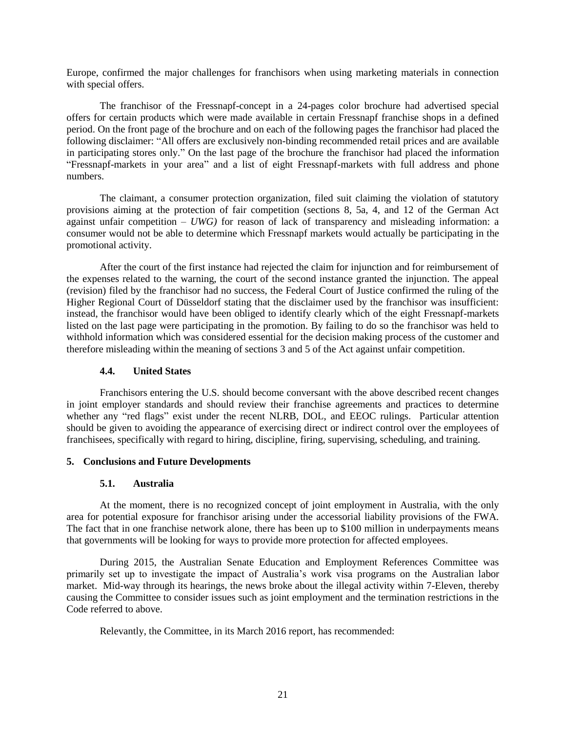Europe, confirmed the major challenges for franchisors when using marketing materials in connection with special offers.

The franchisor of the Fressnapf-concept in a 24-pages color brochure had advertised special offers for certain products which were made available in certain Fressnapf franchise shops in a defined period. On the front page of the brochure and on each of the following pages the franchisor had placed the following disclaimer: "All offers are exclusively non-binding recommended retail prices and are available in participating stores only." On the last page of the brochure the franchisor had placed the information "Fressnapf-markets in your area" and a list of eight Fressnapf-markets with full address and phone numbers.

The claimant, a consumer protection organization, filed suit claiming the violation of statutory provisions aiming at the protection of fair competition (sections 8, 5a, 4, and 12 of the German Act against unfair competition – *UWG)* for reason of lack of transparency and misleading information: a consumer would not be able to determine which Fressnapf markets would actually be participating in the promotional activity.

After the court of the first instance had rejected the claim for injunction and for reimbursement of the expenses related to the warning, the court of the second instance granted the injunction. The appeal (revision) filed by the franchisor had no success, the Federal Court of Justice confirmed the ruling of the Higher Regional Court of Düsseldorf stating that the disclaimer used by the franchisor was insufficient: instead, the franchisor would have been obliged to identify clearly which of the eight Fressnapf-markets listed on the last page were participating in the promotion. By failing to do so the franchisor was held to withhold information which was considered essential for the decision making process of the customer and therefore misleading within the meaning of sections 3 and 5 of the Act against unfair competition.

### 4.4. United States

Franchisors entering the U.S. should become conversant with the above described recent changes in joint employer standards and should review their franchise agreements and practices to determine whether any "red flags" exist under the recent NLRB, DOL, and EEOC rulings. Particular attention should be given to avoiding the appearance of exercising direct or indirect control over the employees of franchisees, specifically with regard to hiring, discipline, firing, supervising, scheduling, and training.

## 5. Conclusions and Future Developments

### 5.1. Australia

At the moment, there is no recognized concept of joint employment in Australia, with the only area for potential exposure for franchisor arising under the accessorial liability provisions of the FWA. The fact that in one franchise network alone, there has been up to \$100 million in underpayments means that governments will be looking for ways to provide more protection for affected employees.

During 2015, the Australian Senate Education and Employment References Committee was primarily set up to investigate the impact of Australia's work visa programs on the Australian labor market. Mid-way through its hearings, the news broke about the illegal activity within 7-Eleven, thereby causing the Committee to consider issues such as joint employment and the termination restrictions in the Code referred to above.

Relevantly, the Committee, in its March 2016 report, has recommended: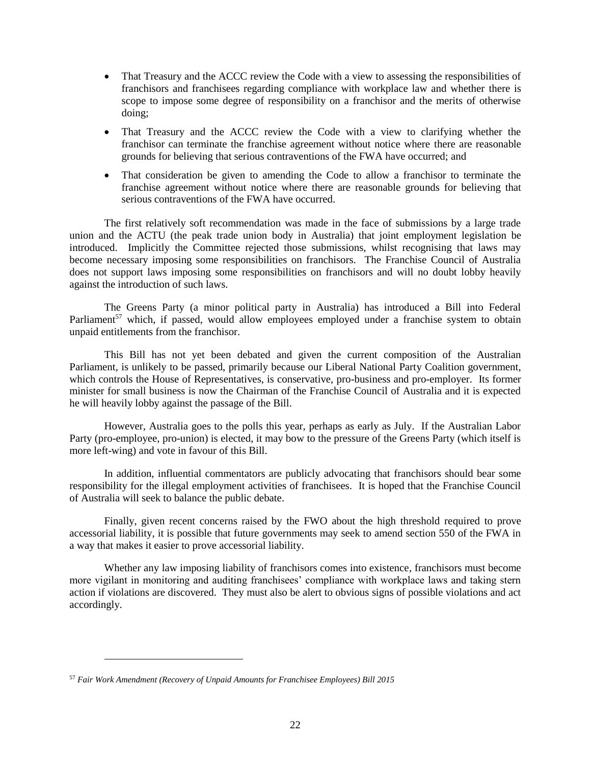- That Treasury and the ACCC review the Code with a view to assessing the responsibilities of franchisors and franchisees regarding compliance with workplace law and whether there is scope to impose some degree of responsibility on a franchisor and the merits of otherwise doing;
- That Treasury and the ACCC review the Code with a view to clarifying whether the franchisor can terminate the franchise agreement without notice where there are reasonable grounds for believing that serious contraventions of the FWA have occurred; and
- That consideration be given to amending the Code to allow a franchisor to terminate the franchise agreement without notice where there are reasonable grounds for believing that serious contraventions of the FWA have occurred.

The first relatively soft recommendation was made in the face of submissions by a large trade union and the ACTU (the peak trade union body in Australia) that joint employment legislation be introduced. Implicitly the Committee rejected those submissions, whilst recognising that laws may become necessary imposing some responsibilities on franchisors. The Franchise Council of Australia does not support laws imposing some responsibilities on franchisors and will no doubt lobby heavily against the introduction of such laws.

The Greens Party (a minor political party in Australia) has introduced a Bill into Federal Parliament[57] which, if passed, would allow employees employed under a franchise system to obtain unpaid entitlements from the franchisor.

This Bill has not yet been debated and given the current composition of the Australian Parliament, is unlikely to be passed, primarily because our Liberal National Party Coalition government, which controls the House of Representatives, is conservative, pro-business and pro-employer. Its former minister for small business is now the Chairman of the Franchise Council of Australia and it is expected he will heavily lobby against the passage of the Bill.

However, Australia goes to the polls this year, perhaps as early as July. If the Australian Labor Party (pro-employee, pro-union) is elected, it may bow to the pressure of the Greens Party (which itself is more left-wing) and vote in favour of this Bill.

In addition, influential commentators are publicly advocating that franchisors should bear some responsibility for the illegal employment activities of franchisees. It is hoped that the Franchise Council of Australia will seek to balance the public debate.

Finally, given recent concerns raised by the FWO about the high threshold required to prove accessorial liability, it is possible that future governments may seek to amend section 550 of the FWA in a way that makes it easier to prove accessorial liability.

Whether any law imposing liability of franchisors comes into existence, franchisors must become more vigilant in monitoring and auditing franchisees' compliance with workplace laws and taking stern action if violations are discovered. They must also be alert to obvious signs of possible violations and act accordingly.

---

[57] *Fair Work Amendment (Recovery of Unpaid Amounts for Franchisee Employees) Bill 2015*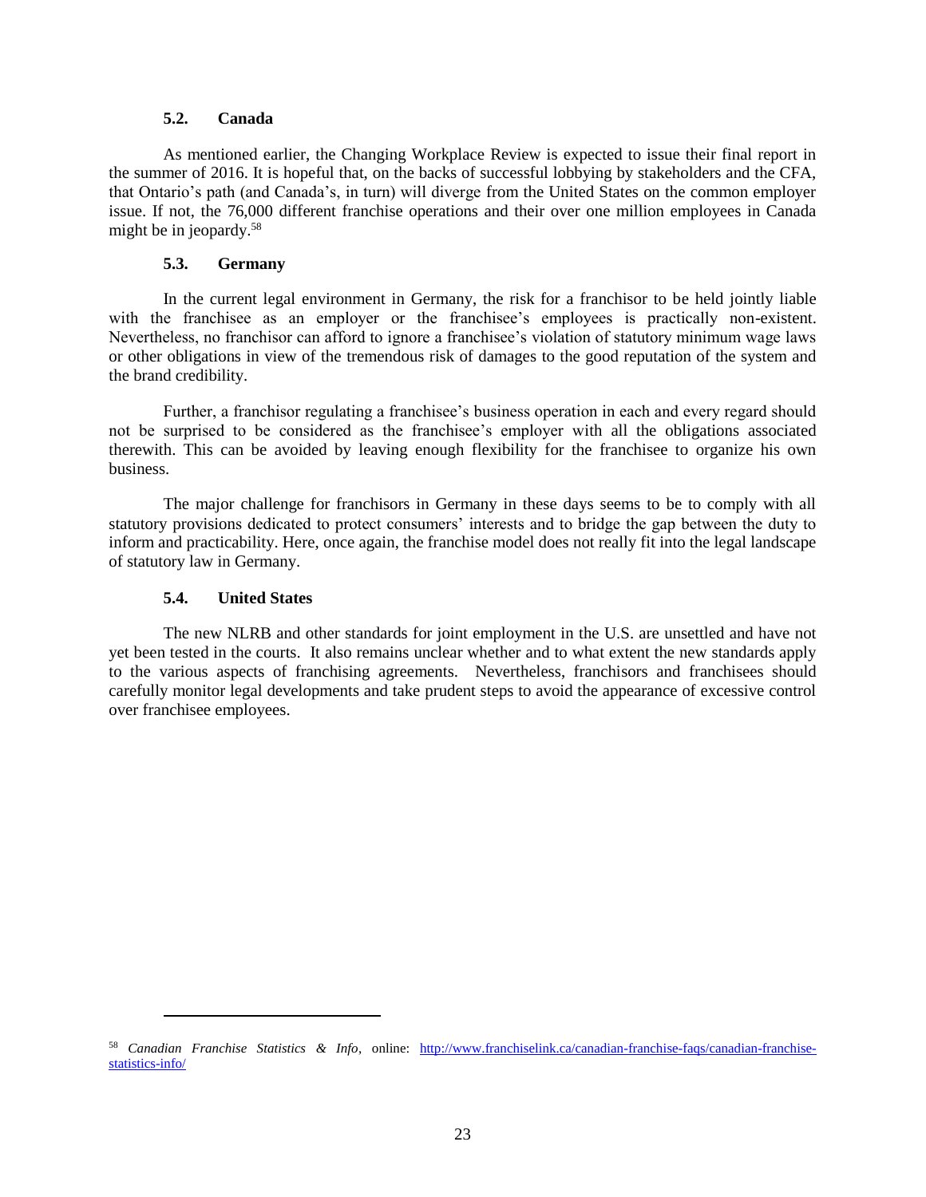### 5.2. Canada

As mentioned earlier, the Changing Workplace Review is expected to issue their final report in the summer of 2016. It is hopeful that, on the backs of successful lobbying by stakeholders and the CFA, that Ontario's path (and Canada's, in turn) will diverge from the United States on the common employer issue. If not, the 76,000 different franchise operations and their over one million employees in Canada might be in jeopardy.[58]

### 5.3. Germany

In the current legal environment in Germany, the risk for a franchisor to be held jointly liable with the franchisee as an employer or the franchisee's employees is practically non-existent. Nevertheless, no franchisor can afford to ignore a franchisee's violation of statutory minimum wage laws or other obligations in view of the tremendous risk of damages to the good reputation of the system and the brand credibility.

Further, a franchisor regulating a franchisee's business operation in each and every regard should not be surprised to be considered as the franchisee's employer with all the obligations associated therewith. This can be avoided by leaving enough flexibility for the franchisee to organize his own business.

The major challenge for franchisors in Germany in these days seems to be to comply with all statutory provisions dedicated to protect consumers' interests and to bridge the gap between the duty to inform and practicability. Here, once again, the franchise model does not really fit into the legal landscape of statutory law in Germany.

### 5.4. United States

The new NLRB and other standards for joint employment in the U.S. are unsettled and have not yet been tested in the courts. It also remains unclear whether and to what extent the new standards apply to the various aspects of franchising agreements. Nevertheless, franchisors and franchisees should carefully monitor legal developments and take prudent steps to avoid the appearance of excessive control over franchisee employees.

---

[58] *Canadian Franchise Statistics & Info*, online: http://www.franchiselink.ca/canadian-franchise-faqs/canadian-franchise-statistics-info/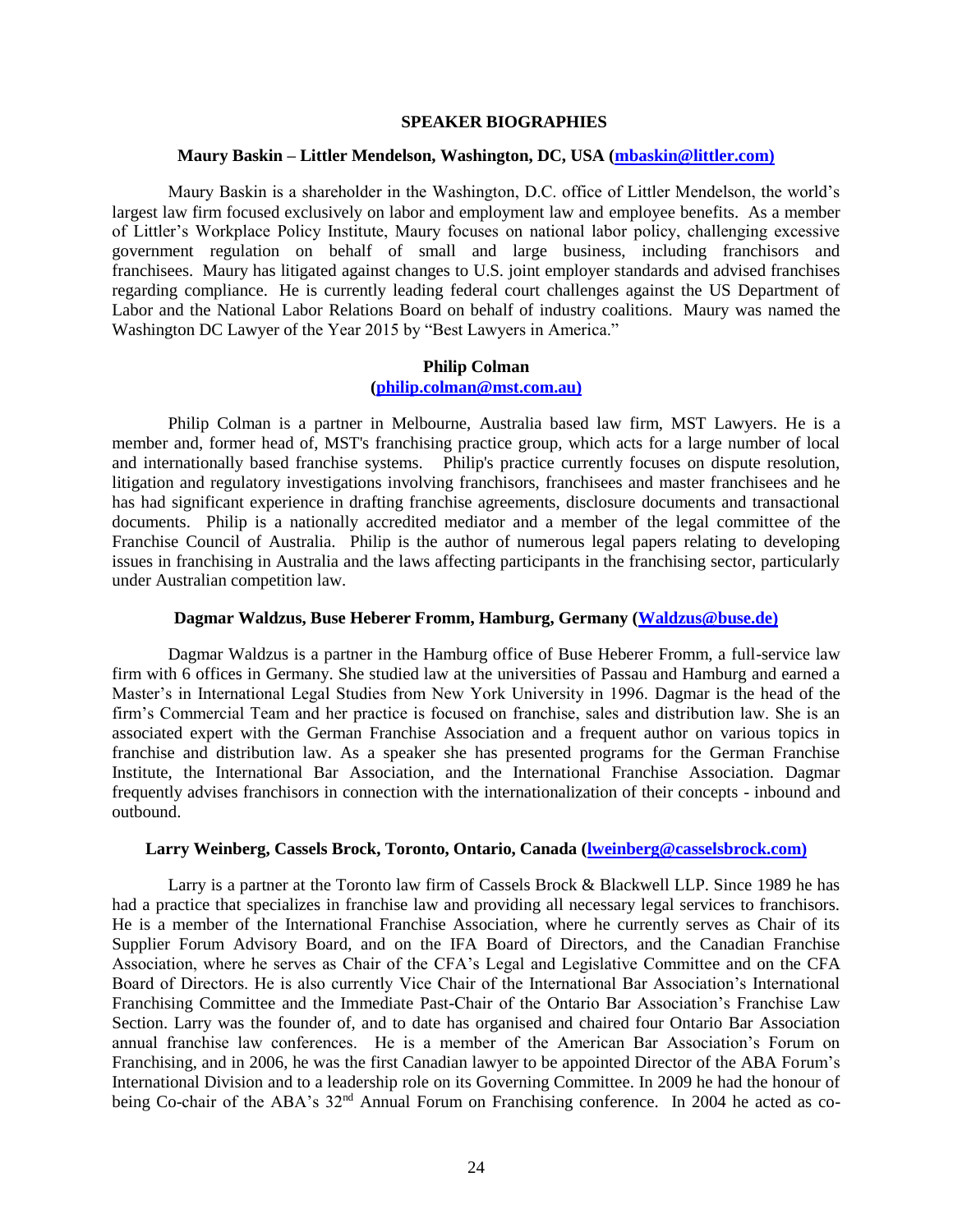## SPEAKER BIOGRAPHIES

**Maury Baskin – Littler Mendelson, Washington, DC, USA (mbaskin@littler.com)**

Maury Baskin is a shareholder in the Washington, D.C. office of Littler Mendelson, the world's largest law firm focused exclusively on labor and employment law and employee benefits. As a member of Littler's Workplace Policy Institute, Maury focuses on national labor policy, challenging excessive government regulation on behalf of small and large business, including franchisors and franchisees. Maury has litigated against changes to U.S. joint employer standards and advised franchises regarding compliance. He is currently leading federal court challenges against the US Department of Labor and the National Labor Relations Board on behalf of industry coalitions. Maury was named the Washington DC Lawyer of the Year 2015 by "Best Lawyers in America."

**Philip Colman**
**(philip.colman@mst.com.au)**

Philip Colman is a partner in Melbourne, Australia based law firm, MST Lawyers. He is a member and, former head of, MST's franchising practice group, which acts for a large number of local and internationally based franchise systems. Philip's practice currently focuses on dispute resolution, litigation and regulatory investigations involving franchisors, franchisees and master franchisees and he has had significant experience in drafting franchise agreements, disclosure documents and transactional documents. Philip is a nationally accredited mediator and a member of the legal committee of the Franchise Council of Australia. Philip is the author of numerous legal papers relating to developing issues in franchising in Australia and the laws affecting participants in the franchising sector, particularly under Australian competition law.

**Dagmar Waldzus, Buse Heberer Fromm, Hamburg, Germany (Waldzus@buse.de)**

Dagmar Waldzus is a partner in the Hamburg office of Buse Heberer Fromm, a full-service law firm with 6 offices in Germany. She studied law at the universities of Passau and Hamburg and earned a Master's in International Legal Studies from New York University in 1996. Dagmar is the head of the firm's Commercial Team and her practice is focused on franchise, sales and distribution law. She is an associated expert with the German Franchise Association and a frequent author on various topics in franchise and distribution law. As a speaker she has presented programs for the German Franchise Institute, the International Bar Association, and the International Franchise Association. Dagmar frequently advises franchisors in connection with the internationalization of their concepts - inbound and outbound.

**Larry Weinberg, Cassels Brock, Toronto, Ontario, Canada (lweinberg@casselsbrock.com)**

Larry is a partner at the Toronto law firm of Cassels Brock & Blackwell LLP. Since 1989 he has had a practice that specializes in franchise law and providing all necessary legal services to franchisors. He is a member of the International Franchise Association, where he currently serves as Chair of its Supplier Forum Advisory Board, and on the IFA Board of Directors, and the Canadian Franchise Association, where he serves as Chair of the CFA's Legal and Legislative Committee and on the CFA Board of Directors. He is also currently Vice Chair of the International Bar Association's International Franchising Committee and the Immediate Past-Chair of the Ontario Bar Association's Franchise Law Section. Larry was the founder of, and to date has organised and chaired four Ontario Bar Association annual franchise law conferences. He is a member of the American Bar Association's Forum on Franchising, and in 2006, he was the first Canadian lawyer to be appointed Director of the ABA Forum's International Division and to a leadership role on its Governing Committee. In 2009 he had the honour of being Co-chair of the ABA's 32nd Annual Forum on Franchising conference. In 2004 he acted as co-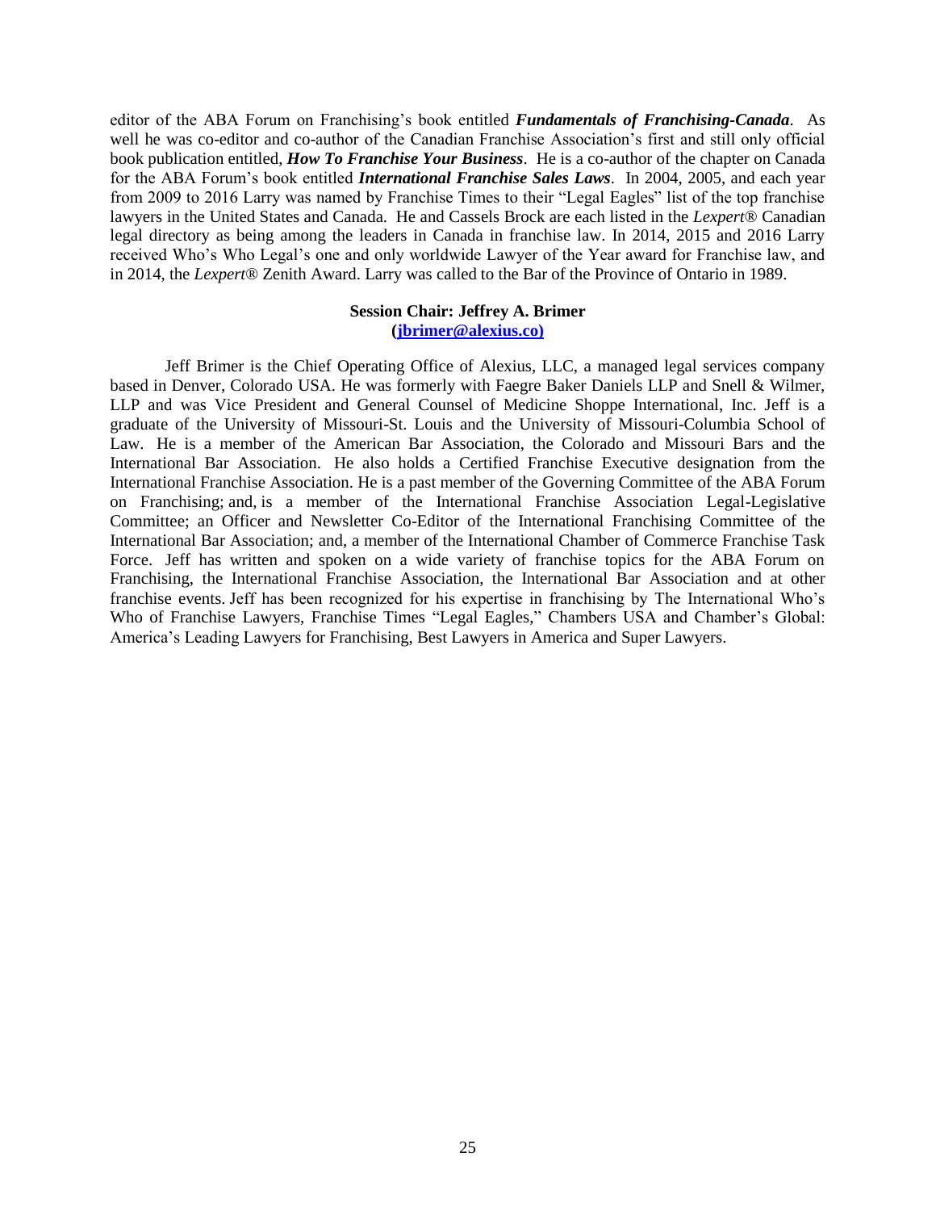editor of the ABA Forum on Franchising's book entitled ***Fundamentals of Franchising-Canada***. As well he was co-editor and co-author of the Canadian Franchise Association's first and still only official book publication entitled, ***How To Franchise Your Business***. He is a co-author of the chapter on Canada for the ABA Forum's book entitled ***International Franchise Sales Laws***. In 2004, 2005, and each year from 2009 to 2016 Larry was named by Franchise Times to their "Legal Eagles" list of the top franchise lawyers in the United States and Canada. He and Cassels Brock are each listed in the *Lexpert®* Canadian legal directory as being among the leaders in Canada in franchise law. In 2014, 2015 and 2016 Larry received Who's Who Legal's one and only worldwide Lawyer of the Year award for Franchise law, and in 2014, the *Lexpert®* Zenith Award. Larry was called to the Bar of the Province of Ontario in 1989.

**Session Chair: Jeffrey A. Brimer**
**(jbrimer@alexius.co)**

Jeff Brimer is the Chief Operating Office of Alexius, LLC, a managed legal services company based in Denver, Colorado USA. He was formerly with Faegre Baker Daniels LLP and Snell & Wilmer, LLP and was Vice President and General Counsel of Medicine Shoppe International, Inc. Jeff is a graduate of the University of Missouri-St. Louis and the University of Missouri-Columbia School of Law. He is a member of the American Bar Association, the Colorado and Missouri Bars and the International Bar Association. He also holds a Certified Franchise Executive designation from the International Franchise Association. He is a past member of the Governing Committee of the ABA Forum on Franchising; and, is a member of the International Franchise Association Legal-Legislative Committee; an Officer and Newsletter Co-Editor of the International Franchising Committee of the International Bar Association; and, a member of the International Chamber of Commerce Franchise Task Force. Jeff has written and spoken on a wide variety of franchise topics for the ABA Forum on Franchising, the International Franchise Association, the International Bar Association and at other franchise events. Jeff has been recognized for his expertise in franchising by The International Who's Who of Franchise Lawyers, Franchise Times "Legal Eagles," Chambers USA and Chamber's Global: America's Leading Lawyers for Franchising, Best Lawyers in America and Super Lawyers.